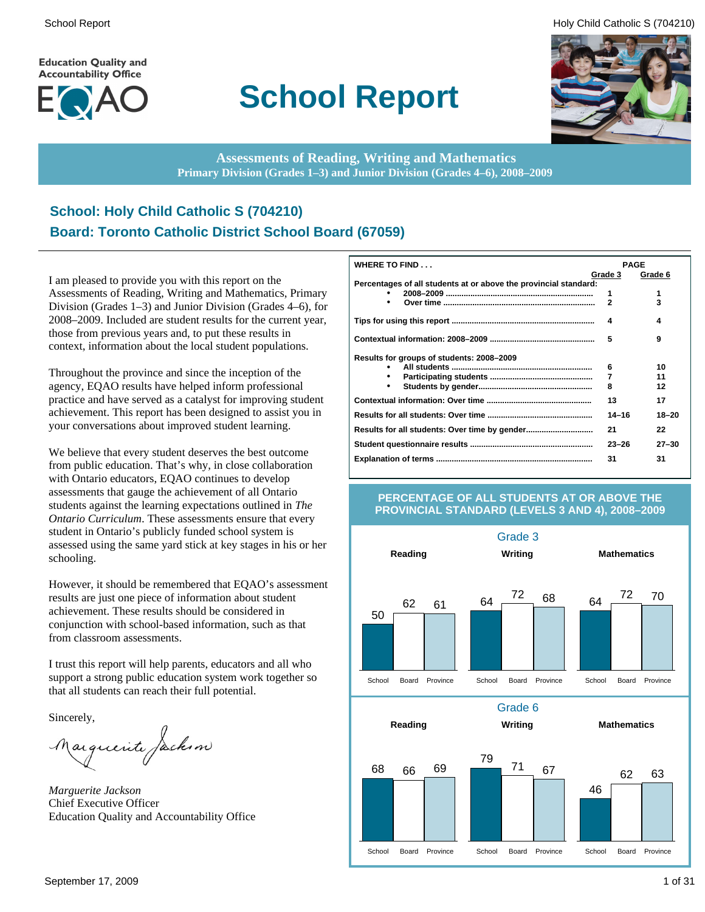# School Report

**Assessments of Reading, Writing and Mathematics**
**Primary Division (Grades 1–3) and Junior Division (Grades 4–6), 2008–2009**

## School: Holy Child Catholic S (704210)
## Board: Toronto Catholic District School Board (67059)

I am pleased to provide you with this report on the Assessments of Reading, Writing and Mathematics, Primary Division (Grades 1–3) and Junior Division (Grades 4–6), for 2008–2009. Included are student results for the current year, those from previous years and, to put these results in context, information about the local student populations.

Throughout the province and since the inception of the agency, EQAO results have helped inform professional practice and have served as a catalyst for improving student achievement. This report has been designed to assist you in your conversations about improved student learning.

We believe that every student deserves the best outcome from public education. That's why, in close collaboration with Ontario educators, EQAO continues to develop assessments that gauge the achievement of all Ontario students against the learning expectations outlined in *The Ontario Curriculum*. These assessments ensure that every student in Ontario's publicly funded school system is assessed using the same yard stick at key stages in his or her schooling.

However, it should be remembered that EQAO's assessment results are just one piece of information about student achievement. These results should be considered in conjunction with school-based information, such as that from classroom assessments.

I trust this report will help parents, educators and all who support a strong public education system work together so that all students can reach their full potential.

Sincerely,

*Marguerite Jackson*
Chief Executive Officer
Education Quality and Accountability Office

**WHERE TO FIND . . .**

| | PAGE Grade 3 | PAGE Grade 6 |
|---|---|---|
| **Percentages of all students at or above the provincial standard:** | | |
| • 2008–2009 | 1 | 1 |
| • Over time | 2 | 3 |
| **Tips for using this report** | 4 | 4 |
| **Contextual information: 2008–2009** | 5 | 9 |
| **Results for groups of students: 2008–2009** | | |
| • All students | 6 | 10 |
| • Participating students | 7 | 11 |
| • Students by gender | 8 | 12 |
| **Contextual information: Over time** | 13 | 17 |
| **Results for all students: Over time** | 14–16 | 18–20 |
| **Results for all students: Over time by gender** | 21 | 22 |
| **Student questionnaire results** | 23–26 | 27–30 |
| **Explanation of terms** | 31 | 31 |

**PERCENTAGE OF ALL STUDENTS AT OR ABOVE THE PROVINCIAL STANDARD (LEVELS 3 AND 4), 2008–2009**

**Grade 3**

| | School | Board | Province |
|---|---|---|---|
| Reading | 50 | 62 | 61 |
| Writing | 64 | 72 | 68 |
| Mathematics | 64 | 72 | 70 |

**Grade 6**

| | School | Board | Province |
|---|---|---|---|
| Reading | 68 | 66 | 69 |
| Writing | 79 | 71 | 67 |
| Mathematics | 46 | 62 | 63 |

September 17, 2009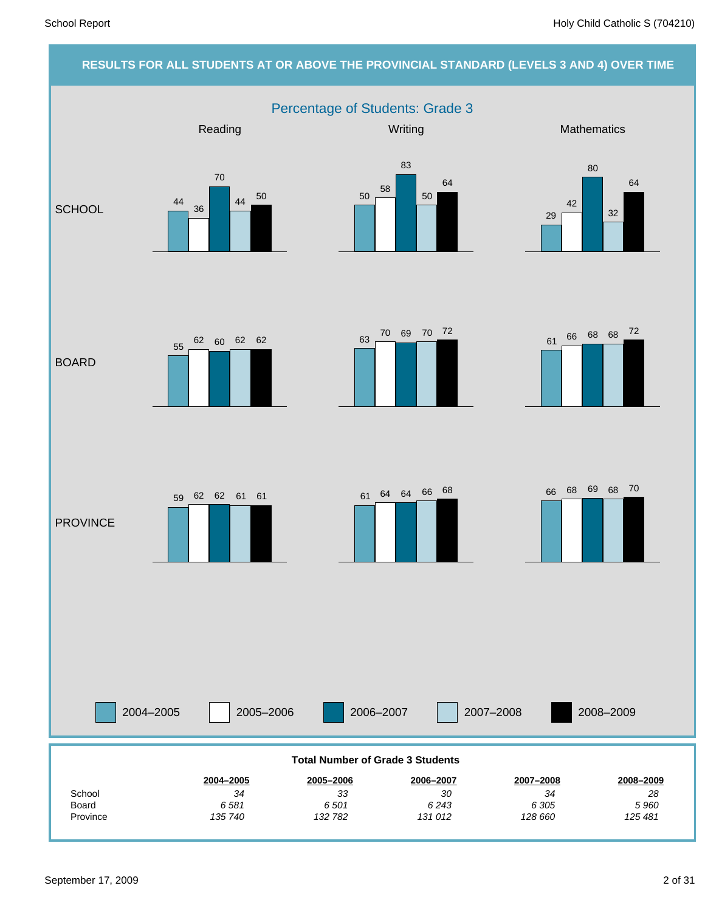## RESULTS FOR ALL STUDENTS AT OR ABOVE THE PROVINCIAL STANDARD (LEVELS 3 AND 4) OVER TIME

### Percentage of Students: Grade 3

| | | 2004–2005 | 2005–2006 | 2006–2007 | 2007–2008 | 2008–2009 |
|---|---|---|---|---|---|---|
| SCHOOL | Reading | 44 | 36 | 70 | 44 | 50 |
| SCHOOL | Writing | 50 | 58 | 83 | 50 | 64 |
| SCHOOL | Mathematics | 29 | 42 | 80 | 32 | 64 |
| BOARD | Reading | 55 | 62 | 60 | 62 | 62 |
| BOARD | Writing | 63 | 70 | 69 | 70 | 72 |
| BOARD | Mathematics | 61 | 66 | 68 | 68 | 72 |
| PROVINCE | Reading | 59 | 62 | 62 | 61 | 61 |
| PROVINCE | Writing | 61 | 64 | 64 | 66 | 68 |
| PROVINCE | Mathematics | 66 | 68 | 69 | 68 | 70 |

**Total Number of Grade 3 Students**

| | 2004–2005 | 2005–2006 | 2006–2007 | 2007–2008 | 2008–2009 |
|---|---|---|---|---|---|
| School | *34* | *33* | *30* | *34* | *28* |
| Board | *6 581* | *6 501* | *6 243* | *6 305* | *5 960* |
| Province | *135 740* | *132 782* | *131 012* | *128 660* | *125 481* |

September 17, 2009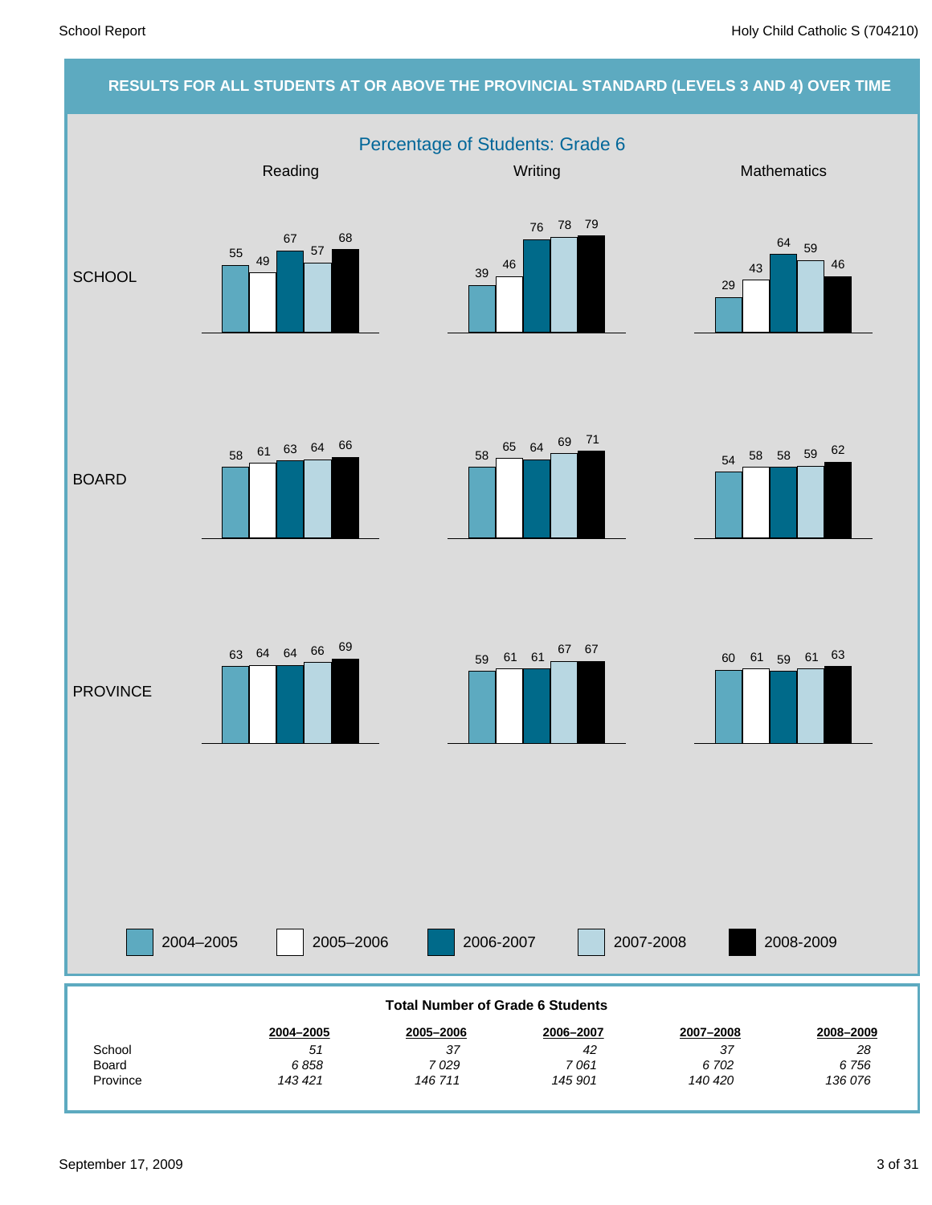# RESULTS FOR ALL STUDENTS AT OR ABOVE THE PROVINCIAL STANDARD (LEVELS 3 AND 4) OVER TIME

## Percentage of Students: Grade 6

| | Subject | 2004–2005 | 2005–2006 | 2006-2007 | 2007-2008 | 2008-2009 |
|---|---|---|---|---|---|---|
| SCHOOL | Reading | 55 | 49 | 67 | 57 | 68 |
| SCHOOL | Writing | 39 | 46 | 76 | 78 | 79 |
| SCHOOL | Mathematics | 29 | 43 | 64 | 59 | 46 |
| BOARD | Reading | 58 | 61 | 63 | 64 | 66 |
| BOARD | Writing | 58 | 65 | 64 | 69 | 71 |
| BOARD | Mathematics | 54 | 58 | 58 | 59 | 62 |
| PROVINCE | Reading | 63 | 64 | 64 | 66 | 69 |
| PROVINCE | Writing | 59 | 61 | 61 | 67 | 67 |
| PROVINCE | Mathematics | 60 | 61 | 59 | 61 | 63 |

**Total Number of Grade 6 Students**

| | 2004–2005 | 2005–2006 | 2006–2007 | 2007–2008 | 2008–2009 |
|---|---|---|---|---|---|
| School | *51* | *37* | *42* | *37* | *28* |
| Board | *6 858* | *7 029* | *7 061* | *6 702* | *6 756* |
| Province | *143 421* | *146 711* | *145 901* | *140 420* | *136 076* |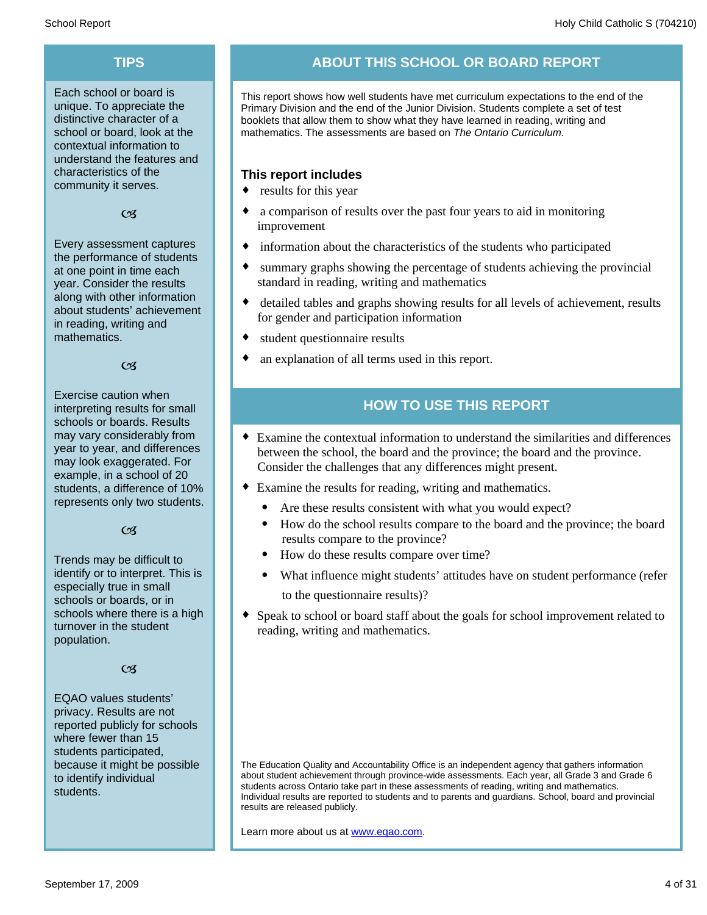## TIPS

Each school or board is unique. To appreciate the distinctive character of a school or board, look at the contextual information to understand the features and characteristics of the community it serves.

☙

Every assessment captures the performance of students at one point in time each year. Consider the results along with other information about students' achievement in reading, writing and mathematics.

☙

Exercise caution when interpreting results for small schools or boards. Results may vary considerably from year to year, and differences may look exaggerated. For example, in a school of 20 students, a difference of 10% represents only two students.

☙

Trends may be difficult to identify or to interpret. This is especially true in small schools or boards, or in schools where there is a high turnover in the student population.

☙

EQAO values students' privacy. Results are not reported publicly for schools where fewer than 15 students participated, because it might be possible to identify individual students.

## ABOUT THIS SCHOOL OR BOARD REPORT

This report shows how well students have met curriculum expectations to the end of the Primary Division and the end of the Junior Division. Students complete a set of test booklets that allow them to show what they have learned in reading, writing and mathematics. The assessments are based on *The Ontario Curriculum.*

### This report includes

- results for this year
- a comparison of results over the past four years to aid in monitoring improvement
- information about the characteristics of the students who participated
- summary graphs showing the percentage of students achieving the provincial standard in reading, writing and mathematics
- detailed tables and graphs showing results for all levels of achievement, results for gender and participation information
- student questionnaire results
- an explanation of all terms used in this report.

## HOW TO USE THIS REPORT

- Examine the contextual information to understand the similarities and differences between the school, the board and the province; the board and the province. Consider the challenges that any differences might present.
- Examine the results for reading, writing and mathematics.
  - Are these results consistent with what you would expect?
  - How do the school results compare to the board and the province; the board results compare to the province?
  - How do these results compare over time?
  - What influence might students' attitudes have on student performance (refer to the questionnaire results)?
- Speak to school or board staff about the goals for school improvement related to reading, writing and mathematics.

The Education Quality and Accountability Office is an independent agency that gathers information about student achievement through province-wide assessments. Each year, all Grade 3 and Grade 6 students across Ontario take part in these assessments of reading, writing and mathematics. Individual results are reported to students and to parents and guardians. School, board and provincial results are released publicly.

Learn more about us at [www.eqao.com](http://www.eqao.com).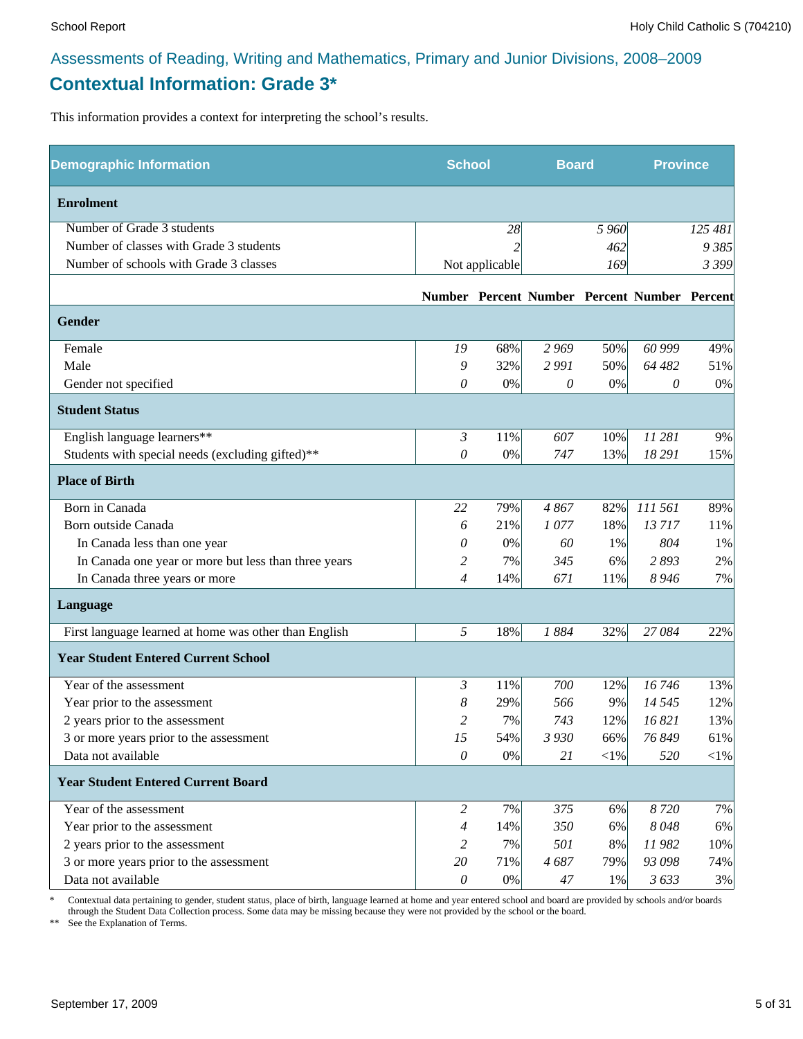Assessments of Reading, Writing and Mathematics, Primary and Junior Divisions, 2008–2009

## Contextual Information: Grade 3*

This information provides a context for interpreting the school's results.

| Demographic Information | School | | Board | | Province | |
|---|---|---|---|---|---|---|
| **Enrolment** | | | | | | |
| Number of Grade 3 students | | 28 | | 5 960 | | 125 481 |
| Number of classes with Grade 3 students | | 2 | | 462 | | 9 385 |
| Number of schools with Grade 3 classes | | Not applicable | | 169 | | 3 399 |
| | **Number** | **Percent** | **Number** | **Percent** | **Number** | **Percent** |
| **Gender** | | | | | | |
| Female | 19 | 68% | 2 969 | 50% | 60 999 | 49% |
| Male | 9 | 32% | 2 991 | 50% | 64 482 | 51% |
| Gender not specified | 0 | 0% | 0 | 0% | 0 | 0% |
| **Student Status** | | | | | | |
| English language learners** | 3 | 11% | 607 | 10% | 11 281 | 9% |
| Students with special needs (excluding gifted)** | 0 | 0% | 747 | 13% | 18 291 | 15% |
| **Place of Birth** | | | | | | |
| Born in Canada | 22 | 79% | 4 867 | 82% | 111 561 | 89% |
| Born outside Canada | 6 | 21% | 1 077 | 18% | 13 717 | 11% |
| In Canada less than one year | 0 | 0% | 60 | 1% | 804 | 1% |
| In Canada one year or more but less than three years | 2 | 7% | 345 | 6% | 2 893 | 2% |
| In Canada three years or more | 4 | 14% | 671 | 11% | 8 946 | 7% |
| **Language** | | | | | | |
| First language learned at home was other than English | 5 | 18% | 1 884 | 32% | 27 084 | 22% |
| **Year Student Entered Current School** | | | | | | |
| Year of the assessment | 3 | 11% | 700 | 12% | 16 746 | 13% |
| Year prior to the assessment | 8 | 29% | 566 | 9% | 14 545 | 12% |
| 2 years prior to the assessment | 2 | 7% | 743 | 12% | 16 821 | 13% |
| 3 or more years prior to the assessment | 15 | 54% | 3 930 | 66% | 76 849 | 61% |
| Data not available | 0 | 0% | 21 | <1% | 520 | <1% |
| **Year Student Entered Current Board** | | | | | | |
| Year of the assessment | 2 | 7% | 375 | 6% | 8 720 | 7% |
| Year prior to the assessment | 4 | 14% | 350 | 6% | 8 048 | 6% |
| 2 years prior to the assessment | 2 | 7% | 501 | 8% | 11 982 | 10% |
| 3 or more years prior to the assessment | 20 | 71% | 4 687 | 79% | 93 098 | 74% |
| Data not available | 0 | 0% | 47 | 1% | 3 633 | 3% |

\* Contextual data pertaining to gender, student status, place of birth, language learned at home and year entered school and board are provided by schools and/or boards through the Student Data Collection process. Some data may be missing because they were not provided by the school or the board.

** See the Explanation of Terms.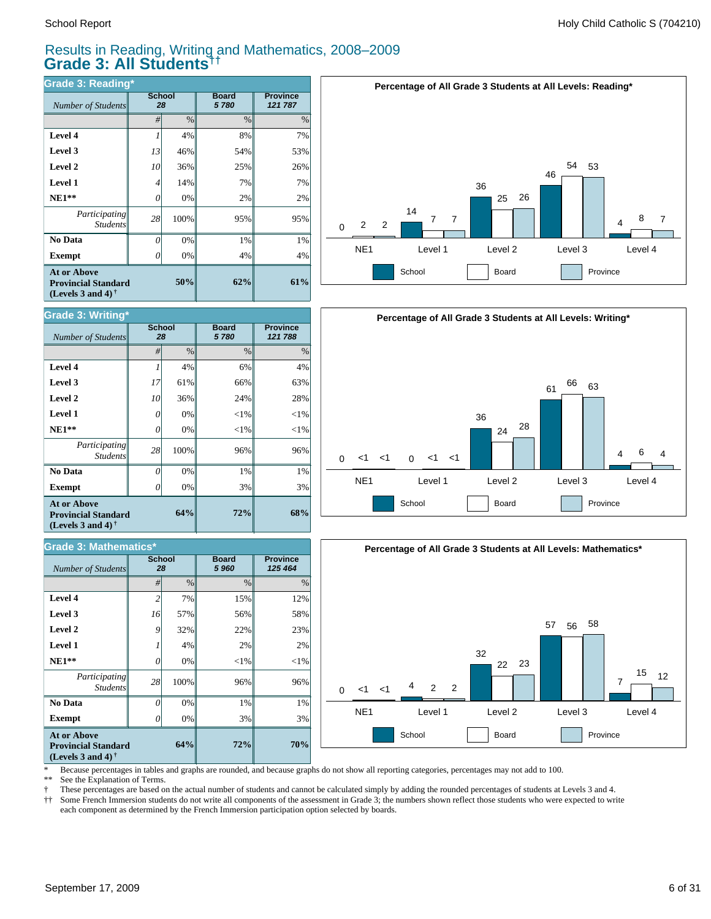## Results in Reading, Writing and Mathematics, 2008–2009

# Grade 3: All Students††

### Grade 3: Reading*

| *Number of Students* | School 28 | | Board 5 780 | Province 121 787 |
|---|---|---|---|---|
| | # | % | % | % |
| **Level 4** | 1 | 4% | 8% | 7% |
| **Level 3** | 13 | 46% | 54% | 53% |
| **Level 2** | 10 | 36% | 25% | 26% |
| **Level 1** | 4 | 14% | 7% | 7% |
| **NE1**** | 0 | 0% | 2% | 2% |
| *Participating Students* | 28 | 100% | 95% | 95% |
| **No Data** | 0 | 0% | 1% | 1% |
| **Exempt** | 0 | 0% | 4% | 4% |
| **At or Above Provincial Standard (Levels 3 and 4)†** | | **50%** | **62%** | **61%** |

**Percentage of All Grade 3 Students at All Levels: Reading***

| | NE1 | Level 1 | Level 2 | Level 3 | Level 4 |
|---|---|---|---|---|---|
| School | 0 | 14 | 36 | 46 | 4 |
| Board | 2 | 7 | 25 | 54 | 8 |
| Province | 2 | 7 | 26 | 53 | 7 |

### Grade 3: Writing*

| *Number of Students* | School 28 | | Board 5 780 | Province 121 788 |
|---|---|---|---|---|
| | # | % | % | % |
| **Level 4** | 1 | 4% | 6% | 4% |
| **Level 3** | 17 | 61% | 66% | 63% |
| **Level 2** | 10 | 36% | 24% | 28% |
| **Level 1** | 0 | 0% | <1% | <1% |
| **NE1**** | 0 | 0% | <1% | <1% |
| *Participating Students* | 28 | 100% | 96% | 96% |
| **No Data** | 0 | 0% | 1% | 1% |
| **Exempt** | 0 | 0% | 3% | 3% |
| **At or Above Provincial Standard (Levels 3 and 4)†** | | **64%** | **72%** | **68%** |

**Percentage of All Grade 3 Students at All Levels: Writing***

| | NE1 | Level 1 | Level 2 | Level 3 | Level 4 |
|---|---|---|---|---|---|
| School | 0 | 0 | 36 | 61 | 4 |
| Board | <1 | <1 | 24 | 66 | 6 |
| Province | <1 | <1 | 28 | 63 | 4 |

### Grade 3: Mathematics*

| *Number of Students* | School 28 | | Board 5 960 | Province 125 464 |
|---|---|---|---|---|
| | # | % | % | % |
| **Level 4** | 2 | 7% | 15% | 12% |
| **Level 3** | 16 | 57% | 56% | 58% |
| **Level 2** | 9 | 32% | 22% | 23% |
| **Level 1** | 1 | 4% | 2% | 2% |
| **NE1**** | 0 | 0% | <1% | <1% |
| *Participating Students* | 28 | 100% | 96% | 96% |
| **No Data** | 0 | 0% | 1% | 1% |
| **Exempt** | 0 | 0% | 3% | 3% |
| **At or Above Provincial Standard (Levels 3 and 4)†** | | **64%** | **72%** | **70%** |

**Percentage of All Grade 3 Students at All Levels: Mathematics***

| | NE1 | Level 1 | Level 2 | Level 3 | Level 4 |
|---|---|---|---|---|---|
| School | 0 | 4 | 32 | 57 | 7 |
| Board | <1 | 2 | 22 | 56 | 15 |
| Province | <1 | 2 | 23 | 58 | 12 |

\* Because percentages in tables and graphs are rounded, and because graphs do not show all reporting categories, percentages may not add to 100.
** See the Explanation of Terms.
† These percentages are based on the actual number of students and cannot be calculated simply by adding the rounded percentages of students at Levels 3 and 4.
†† Some French Immersion students do not write all components of the assessment in Grade 3; the numbers shown reflect those students who were expected to write each component as determined by the French Immersion participation option selected by boards.

September 17, 2009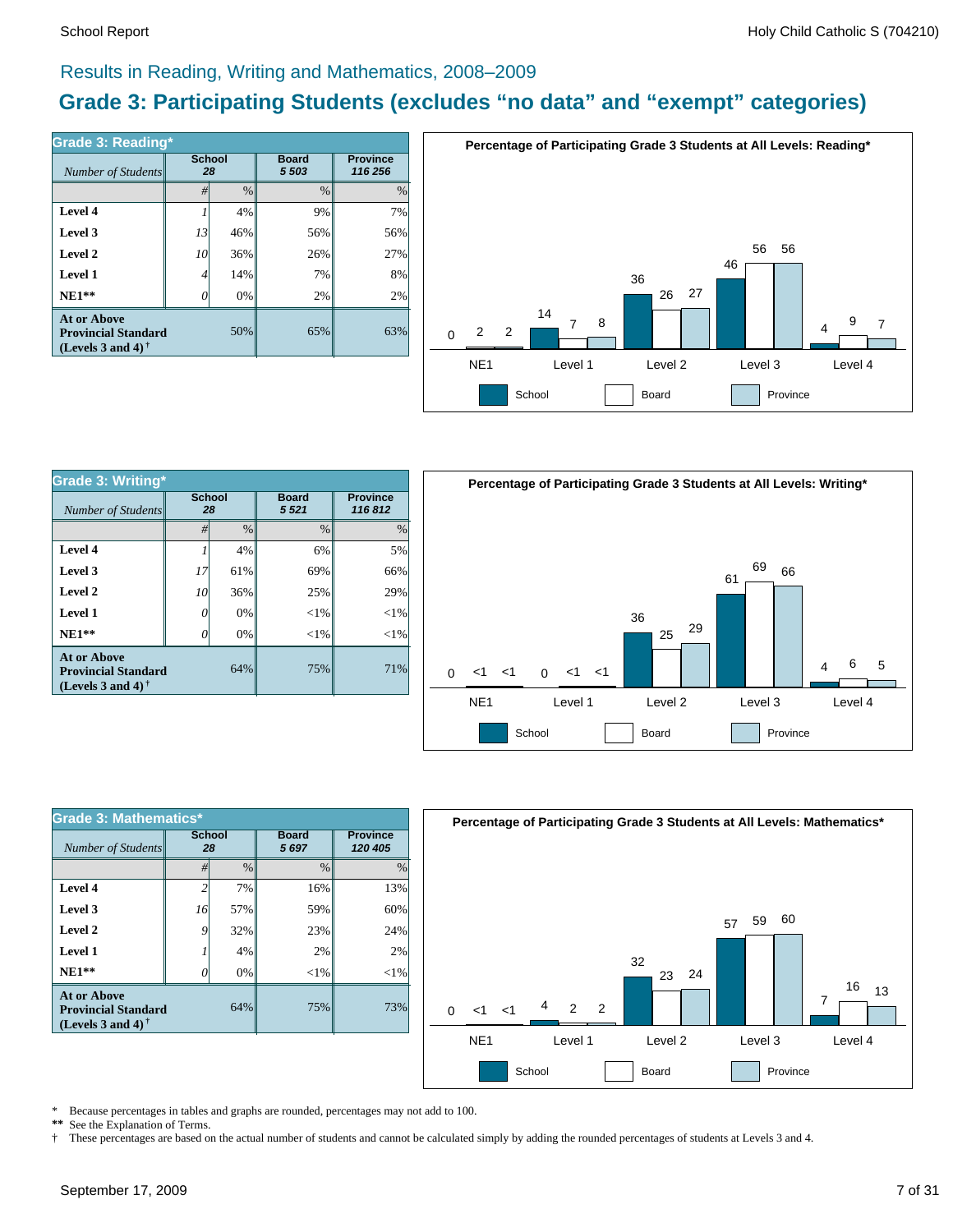## Results in Reading, Writing and Mathematics, 2008–2009

# Grade 3: Participating Students (excludes "no data" and "exempt" categories)

### Grade 3: Reading*

| *Number of Students* | School 28 | | Board 5 503 | Province 116 256 |
|---|---|---|---|---|
| | # | % | % | % |
| **Level 4** | 1 | 4% | 9% | 7% |
| **Level 3** | 13 | 46% | 56% | 56% |
| **Level 2** | 10 | 36% | 26% | 27% |
| **Level 1** | 4 | 14% | 7% | 8% |
| **NE1**** | 0 | 0% | 2% | 2% |
| **At or Above Provincial Standard (Levels 3 and 4)†** | | 50% | 65% | 63% |

**Percentage of Participating Grade 3 Students at All Levels: Reading***

| | NE1 | Level 1 | Level 2 | Level 3 | Level 4 |
|---|---|---|---|---|---|
| School | 0 | 14 | 36 | 46 | 4 |
| Board | 2 | 7 | 26 | 56 | 9 |
| Province | 2 | 8 | 27 | 56 | 7 |

### Grade 3: Writing*

| *Number of Students* | School 28 | | Board 5 521 | Province 116 812 |
|---|---|---|---|---|
| | # | % | % | % |
| **Level 4** | 1 | 4% | 6% | 5% |
| **Level 3** | 17 | 61% | 69% | 66% |
| **Level 2** | 10 | 36% | 25% | 29% |
| **Level 1** | 0 | 0% | <1% | <1% |
| **NE1**** | 0 | 0% | <1% | <1% |
| **At or Above Provincial Standard (Levels 3 and 4)†** | | 64% | 75% | 71% |

**Percentage of Participating Grade 3 Students at All Levels: Writing***

| | NE1 | Level 1 | Level 2 | Level 3 | Level 4 |
|---|---|---|---|---|---|
| School | 0 | 0 | 36 | 61 | 4 |
| Board | <1 | <1 | 25 | 69 | 6 |
| Province | <1 | <1 | 29 | 66 | 5 |

### Grade 3: Mathematics*

| *Number of Students* | School 28 | | Board 5 697 | Province 120 405 |
|---|---|---|---|---|
| | # | % | % | % |
| **Level 4** | 2 | 7% | 16% | 13% |
| **Level 3** | 16 | 57% | 59% | 60% |
| **Level 2** | 9 | 32% | 23% | 24% |
| **Level 1** | 1 | 4% | 2% | 2% |
| **NE1**** | 0 | 0% | <1% | <1% |
| **At or Above Provincial Standard (Levels 3 and 4)†** | | 64% | 75% | 73% |

**Percentage of Participating Grade 3 Students at All Levels: Mathematics***

| | NE1 | Level 1 | Level 2 | Level 3 | Level 4 |
|---|---|---|---|---|---|
| School | 0 | 4 | 32 | 57 | 7 |
| Board | <1 | 2 | 23 | 59 | 16 |
| Province | <1 | 2 | 24 | 60 | 13 |

\* Because percentages in tables and graphs are rounded, percentages may not add to 100.

** See the Explanation of Terms.

† These percentages are based on the actual number of students and cannot be calculated simply by adding the rounded percentages of students at Levels 3 and 4.

September 17, 2009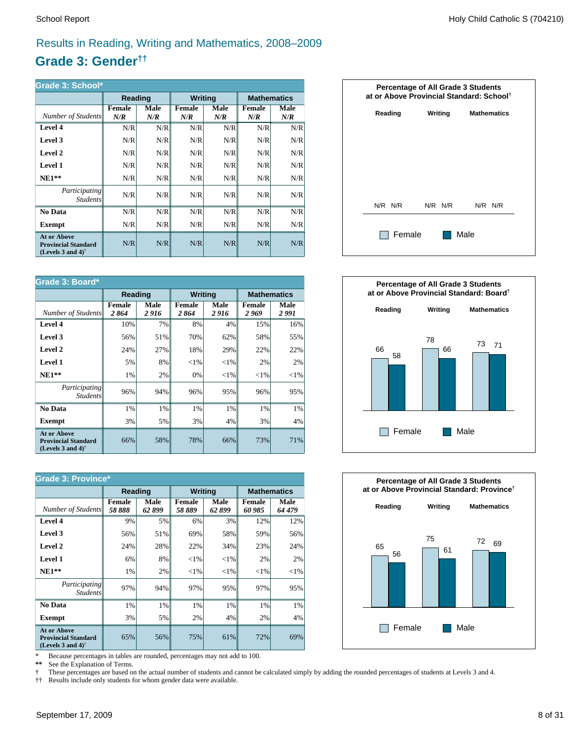## Results in Reading, Writing and Mathematics, 2008–2009

# Grade 3: Gender††

**Grade 3: School***

| | Reading | | Writing | | Mathematics | |
|---|---|---|---|---|---|---|
| *Number of Students* | **Female** *N/R* | **Male** *N/R* | **Female** *N/R* | **Male** *N/R* | **Female** *N/R* | **Male** *N/R* |
| **Level 4** | N/R | N/R | N/R | N/R | N/R | N/R |
| **Level 3** | N/R | N/R | N/R | N/R | N/R | N/R |
| **Level 2** | N/R | N/R | N/R | N/R | N/R | N/R |
| **Level 1** | N/R | N/R | N/R | N/R | N/R | N/R |
| **NE1**** | N/R | N/R | N/R | N/R | N/R | N/R |
| *Participating Students* | N/R | N/R | N/R | N/R | N/R | N/R |
| **No Data** | N/R | N/R | N/R | N/R | N/R | N/R |
| **Exempt** | N/R | N/R | N/R | N/R | N/R | N/R |
| **At or Above Provincial Standard (Levels 3 and 4)†** | N/R | N/R | N/R | N/R | N/R | N/R |

**Percentage of All Grade 3 Students at or Above Provincial Standard: School†**

| | Reading | Writing | Mathematics |
|---|---|---|---|
| Female | N/R | N/R | N/R |
| Male | N/R | N/R | N/R |

**Grade 3: Board***

| | Reading | | Writing | | Mathematics | |
|---|---|---|---|---|---|---|
| *Number of Students* | **Female** *2 864* | **Male** *2 916* | **Female** *2 864* | **Male** *2 916* | **Female** *2 969* | **Male** *2 991* |
| **Level 4** | 10% | 7% | 8% | 4% | 15% | 16% |
| **Level 3** | 56% | 51% | 70% | 62% | 58% | 55% |
| **Level 2** | 24% | 27% | 18% | 29% | 22% | 22% |
| **Level 1** | 5% | 8% | <1% | <1% | 2% | 2% |
| **NE1**** | 1% | 2% | 0% | <1% | <1% | <1% |
| *Participating Students* | 96% | 94% | 96% | 95% | 96% | 95% |
| **No Data** | 1% | 1% | 1% | 1% | 1% | 1% |
| **Exempt** | 3% | 5% | 3% | 4% | 3% | 4% |
| **At or Above Provincial Standard (Levels 3 and 4)†** | 66% | 58% | 78% | 66% | 73% | 71% |

**Percentage of All Grade 3 Students at or Above Provincial Standard: Board†**

| | Reading | Writing | Mathematics |
|---|---|---|---|
| Female | 66 | 78 | 73 |
| Male | 58 | 66 | 71 |

**Grade 3: Province***

| | Reading | | Writing | | Mathematics | |
|---|---|---|---|---|---|---|
| *Number of Students* | **Female** *58 888* | **Male** *62 899* | **Female** *58 889* | **Male** *62 899* | **Female** *60 985* | **Male** *64 479* |
| **Level 4** | 9% | 5% | 6% | 3% | 12% | 12% |
| **Level 3** | 56% | 51% | 69% | 58% | 59% | 56% |
| **Level 2** | 24% | 28% | 22% | 34% | 23% | 24% |
| **Level 1** | 6% | 8% | <1% | <1% | 2% | 2% |
| **NE1**** | 1% | 2% | <1% | <1% | <1% | <1% |
| *Participating Students* | 97% | 94% | 97% | 95% | 97% | 95% |
| **No Data** | 1% | 1% | 1% | 1% | 1% | 1% |
| **Exempt** | 3% | 5% | 2% | 4% | 2% | 4% |
| **At or Above Provincial Standard (Levels 3 and 4)†** | 65% | 56% | 75% | 61% | 72% | 69% |

**Percentage of All Grade 3 Students at or Above Provincial Standard: Province†**

| | Reading | Writing | Mathematics |
|---|---|---|---|
| Female | 65 | 75 | 72 |
| Male | 56 | 61 | 69 |

\* Because percentages in tables are rounded, percentages may not add to 100.
** See the Explanation of Terms.
† These percentages are based on the actual number of students and cannot be calculated simply by adding the rounded percentages of students at Levels 3 and 4.
†† Results include only students for whom gender data were available.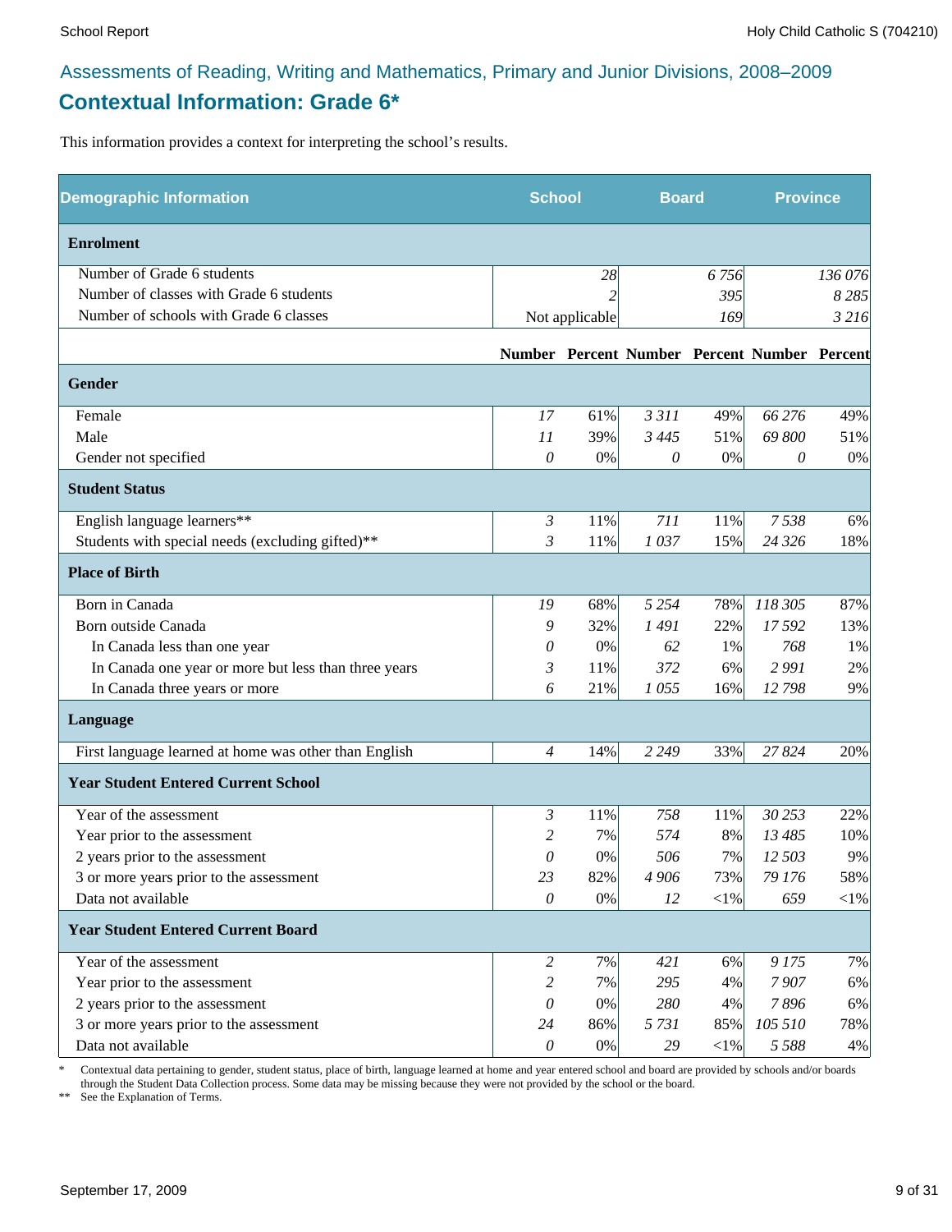Assessments of Reading, Writing and Mathematics, Primary and Junior Divisions, 2008–2009

## Contextual Information: Grade 6*

This information provides a context for interpreting the school's results.

| Demographic Information | School | | Board | | Province | |
|---|---|---|---|---|---|---|
| **Enrolment** | | | | | | |
| Number of Grade 6 students | | 28 | | 6 756 | | 136 076 |
| Number of classes with Grade 6 students | | 2 | | 395 | | 8 285 |
| Number of schools with Grade 6 classes | | Not applicable | | 169 | | 3 216 |
| | **Number** | **Percent** | **Number** | **Percent** | **Number** | **Percent** |
| **Gender** | | | | | | |
| Female | 17 | 61% | 3 311 | 49% | 66 276 | 49% |
| Male | 11 | 39% | 3 445 | 51% | 69 800 | 51% |
| Gender not specified | 0 | 0% | 0 | 0% | 0 | 0% |
| **Student Status** | | | | | | |
| English language learners** | 3 | 11% | 711 | 11% | 7 538 | 6% |
| Students with special needs (excluding gifted)** | 3 | 11% | 1 037 | 15% | 24 326 | 18% |
| **Place of Birth** | | | | | | |
| Born in Canada | 19 | 68% | 5 254 | 78% | 118 305 | 87% |
| Born outside Canada | 9 | 32% | 1 491 | 22% | 17 592 | 13% |
| In Canada less than one year | 0 | 0% | 62 | 1% | 768 | 1% |
| In Canada one year or more but less than three years | 3 | 11% | 372 | 6% | 2 991 | 2% |
| In Canada three years or more | 6 | 21% | 1 055 | 16% | 12 798 | 9% |
| **Language** | | | | | | |
| First language learned at home was other than English | 4 | 14% | 2 249 | 33% | 27 824 | 20% |
| **Year Student Entered Current School** | | | | | | |
| Year of the assessment | 3 | 11% | 758 | 11% | 30 253 | 22% |
| Year prior to the assessment | 2 | 7% | 574 | 8% | 13 485 | 10% |
| 2 years prior to the assessment | 0 | 0% | 506 | 7% | 12 503 | 9% |
| 3 or more years prior to the assessment | 23 | 82% | 4 906 | 73% | 79 176 | 58% |
| Data not available | 0 | 0% | 12 | <1% | 659 | <1% |
| **Year Student Entered Current Board** | | | | | | |
| Year of the assessment | 2 | 7% | 421 | 6% | 9 175 | 7% |
| Year prior to the assessment | 2 | 7% | 295 | 4% | 7 907 | 6% |
| 2 years prior to the assessment | 0 | 0% | 280 | 4% | 7 896 | 6% |
| 3 or more years prior to the assessment | 24 | 86% | 5 731 | 85% | 105 510 | 78% |
| Data not available | 0 | 0% | 29 | <1% | 5 588 | 4% |

\* Contextual data pertaining to gender, student status, place of birth, language learned at home and year entered school and board are provided by schools and/or boards through the Student Data Collection process. Some data may be missing because they were not provided by the school or the board.

** See the Explanation of Terms.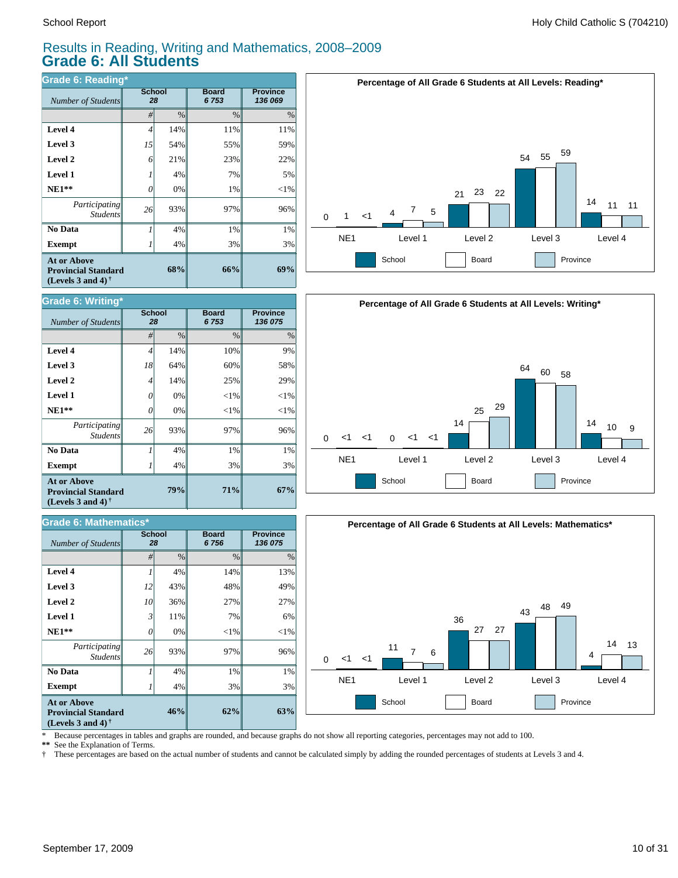## Results in Reading, Writing and Mathematics, 2008–2009

# Grade 6: All Students

### Grade 6: Reading*

| *Number of Students* | School 28 | | Board 6 753 | Province 136 069 |
|---|---|---|---|---|
| | # | % | % | % |
| **Level 4** | *4* | 14% | 11% | 11% |
| **Level 3** | *15* | 54% | 55% | 59% |
| **Level 2** | *6* | 21% | 23% | 22% |
| **Level 1** | *1* | 4% | 7% | 5% |
| **NE1**** | *0* | 0% | 1% | <1% |
| *Participating Students* | 26 | 93% | 97% | 96% |
| **No Data** | *1* | 4% | 1% | 1% |
| **Exempt** | *1* | 4% | 3% | 3% |
| **At or Above Provincial Standard (Levels 3 and 4)†** | | **68%** | **66%** | **69%** |

**Percentage of All Grade 6 Students at All Levels: Reading***

| | NE1 | Level 1 | Level 2 | Level 3 | Level 4 |
|---|---|---|---|---|---|
| School | 0 | 4 | 21 | 54 | 14 |
| Board | 1 | 7 | 23 | 55 | 11 |
| Province | <1 | 5 | 22 | 59 | 11 |

### Grade 6: Writing*

| *Number of Students* | School 28 | | Board 6 753 | Province 136 075 |
|---|---|---|---|---|
| | # | % | % | % |
| **Level 4** | *4* | 14% | 10% | 9% |
| **Level 3** | *18* | 64% | 60% | 58% |
| **Level 2** | *4* | 14% | 25% | 29% |
| **Level 1** | *0* | 0% | <1% | <1% |
| **NE1**** | *0* | 0% | <1% | <1% |
| *Participating Students* | 26 | 93% | 97% | 96% |
| **No Data** | *1* | 4% | 1% | 1% |
| **Exempt** | *1* | 4% | 3% | 3% |
| **At or Above Provincial Standard (Levels 3 and 4)†** | | **79%** | **71%** | **67%** |

**Percentage of All Grade 6 Students at All Levels: Writing***

| | NE1 | Level 1 | Level 2 | Level 3 | Level 4 |
|---|---|---|---|---|---|
| School | 0 | 0 | 14 | 64 | 14 |
| Board | <1 | <1 | 25 | 60 | 10 |
| Province | <1 | <1 | 29 | 58 | 9 |

### Grade 6: Mathematics*

| *Number of Students* | School 28 | | Board 6 756 | Province 136 075 |
|---|---|---|---|---|
| | # | % | % | % |
| **Level 4** | *1* | 4% | 14% | 13% |
| **Level 3** | *12* | 43% | 48% | 49% |
| **Level 2** | *10* | 36% | 27% | 27% |
| **Level 1** | *3* | 11% | 7% | 6% |
| **NE1**** | *0* | 0% | <1% | <1% |
| *Participating Students* | 26 | 93% | 97% | 96% |
| **No Data** | *1* | 4% | 1% | 1% |
| **Exempt** | *1* | 4% | 3% | 3% |
| **At or Above Provincial Standard (Levels 3 and 4)†** | | **46%** | **62%** | **63%** |

**Percentage of All Grade 6 Students at All Levels: Mathematics***

| | NE1 | Level 1 | Level 2 | Level 3 | Level 4 |
|---|---|---|---|---|---|
| School | 0 | 11 | 36 | 43 | 4 |
| Board | <1 | 7 | 27 | 48 | 14 |
| Province | <1 | 6 | 27 | 49 | 13 |

\* Because percentages in tables and graphs are rounded, and because graphs do not show all reporting categories, percentages may not add to 100.

** See the Explanation of Terms.

† These percentages are based on the actual number of students and cannot be calculated simply by adding the rounded percentages of students at Levels 3 and 4.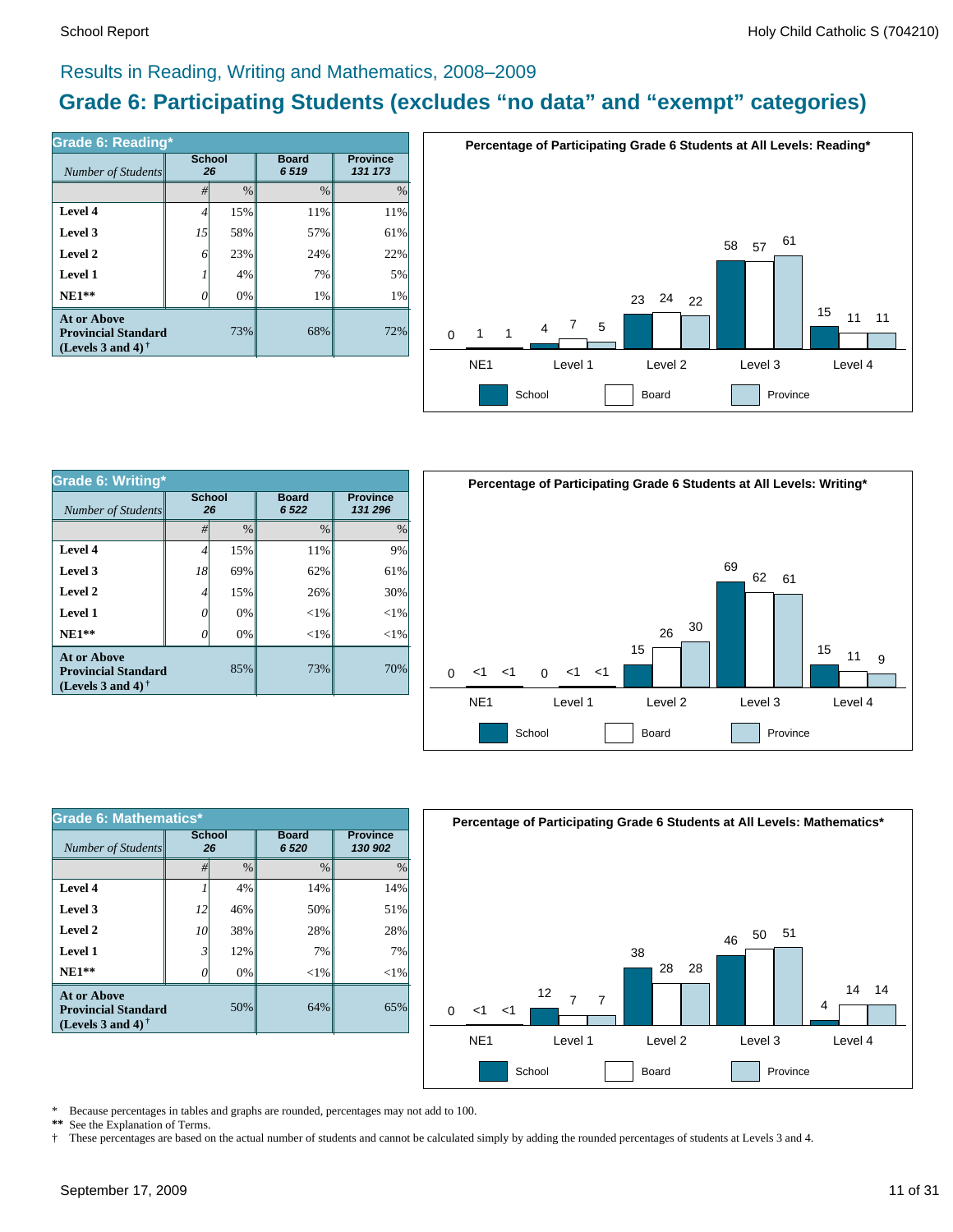## Results in Reading, Writing and Mathematics, 2008–2009

# Grade 6: Participating Students (excludes "no data" and "exempt" categories)

### Grade 6: Reading*

| *Number of Students* | School 26 | | Board 6 519 | Province 131 173 |
|---|---|---|---|---|
| | # | % | % | % |
| **Level 4** | 4 | 15% | 11% | 11% |
| **Level 3** | 15 | 58% | 57% | 61% |
| **Level 2** | 6 | 23% | 24% | 22% |
| **Level 1** | 1 | 4% | 7% | 5% |
| **NE1**** | 0 | 0% | 1% | 1% |
| **At or Above Provincial Standard (Levels 3 and 4)†** | | 73% | 68% | 72% |

**Percentage of Participating Grade 6 Students at All Levels: Reading***

| | School | Board | Province |
|---|---|---|---|
| NE1 | 0 | 1 | 1 |
| Level 1 | 4 | 7 | 5 |
| Level 2 | 23 | 24 | 22 |
| Level 3 | 58 | 57 | 61 |
| Level 4 | 15 | 11 | 11 |

### Grade 6: Writing*

| *Number of Students* | School 26 | | Board 6 522 | Province 131 296 |
|---|---|---|---|---|
| | # | % | % | % |
| **Level 4** | 4 | 15% | 11% | 9% |
| **Level 3** | 18 | 69% | 62% | 61% |
| **Level 2** | 4 | 15% | 26% | 30% |
| **Level 1** | 0 | 0% | <1% | <1% |
| **NE1**** | 0 | 0% | <1% | <1% |
| **At or Above Provincial Standard (Levels 3 and 4)†** | | 85% | 73% | 70% |

**Percentage of Participating Grade 6 Students at All Levels: Writing***

| | School | Board | Province |
|---|---|---|---|
| NE1 | 0 | <1 | <1 |
| Level 1 | 0 | <1 | <1 |
| Level 2 | 15 | 26 | 30 |
| Level 3 | 69 | 62 | 61 |
| Level 4 | 15 | 11 | 9 |

### Grade 6: Mathematics*

| *Number of Students* | School 26 | | Board 6 520 | Province 130 902 |
|---|---|---|---|---|
| | # | % | % | % |
| **Level 4** | 1 | 4% | 14% | 14% |
| **Level 3** | 12 | 46% | 50% | 51% |
| **Level 2** | 10 | 38% | 28% | 28% |
| **Level 1** | 3 | 12% | 7% | 7% |
| **NE1**** | 0 | 0% | <1% | <1% |
| **At or Above Provincial Standard (Levels 3 and 4)†** | | 50% | 64% | 65% |

**Percentage of Participating Grade 6 Students at All Levels: Mathematics***

| | School | Board | Province |
|---|---|---|---|
| NE1 | 0 | <1 | <1 |
| Level 1 | 12 | 7 | 7 |
| Level 2 | 38 | 28 | 28 |
| Level 3 | 46 | 50 | 51 |
| Level 4 | 4 | 14 | 14 |

\* Because percentages in tables and graphs are rounded, percentages may not add to 100.
** See the Explanation of Terms.
† These percentages are based on the actual number of students and cannot be calculated simply by adding the rounded percentages of students at Levels 3 and 4.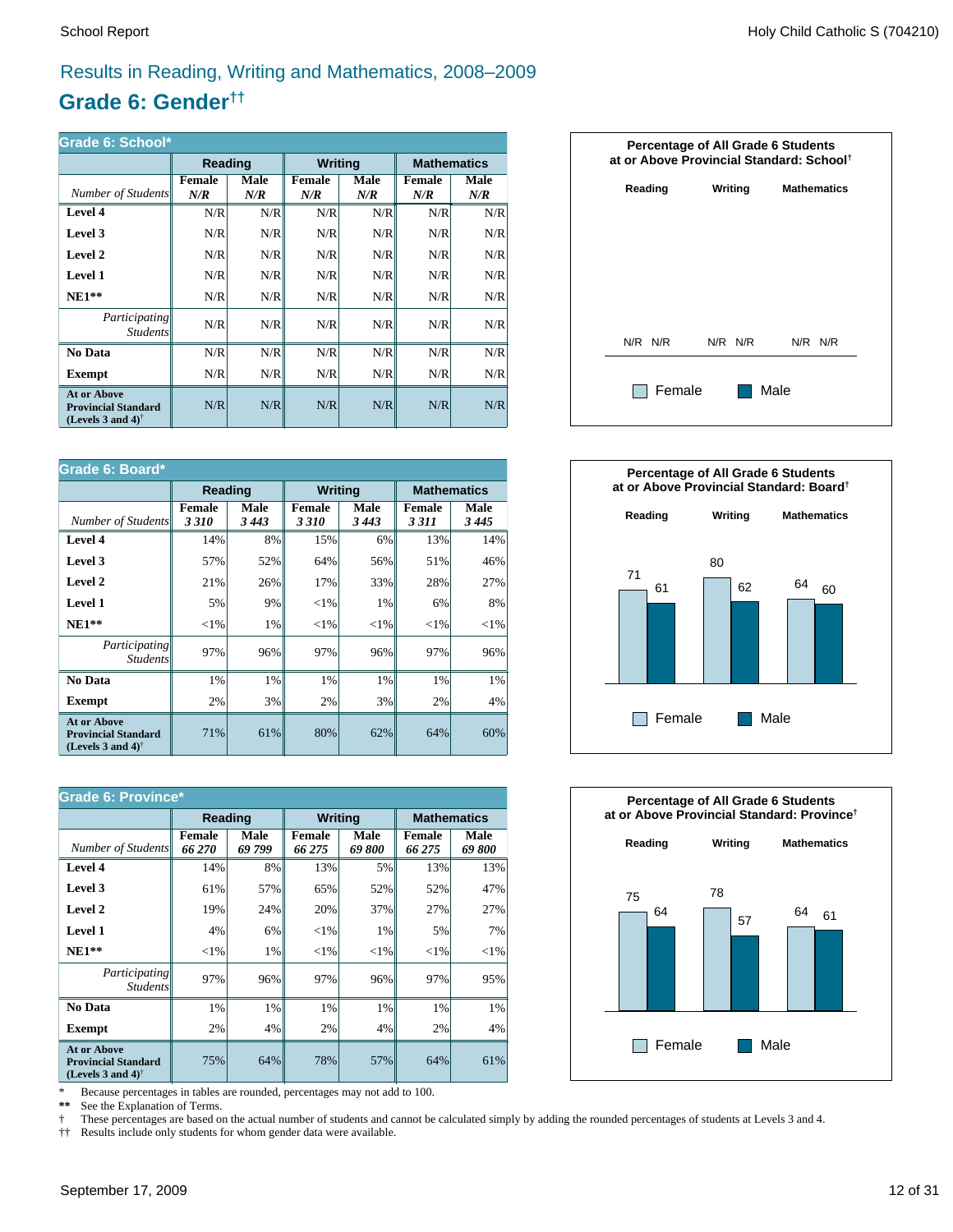Results in Reading, Writing and Mathematics, 2008–2009

# Grade 6: Gender††

| Grade 6: School* | Reading | | Writing | | Mathematics | |
|---|---|---|---|---|---|---|
| *Number of Students* | Female *N/R* | Male *N/R* | Female *N/R* | Male *N/R* | Female *N/R* | Male *N/R* |
| **Level 4** | N/R | N/R | N/R | N/R | N/R | N/R |
| **Level 3** | N/R | N/R | N/R | N/R | N/R | N/R |
| **Level 2** | N/R | N/R | N/R | N/R | N/R | N/R |
| **Level 1** | N/R | N/R | N/R | N/R | N/R | N/R |
| **NE1**** | N/R | N/R | N/R | N/R | N/R | N/R |
| *Participating Students* | N/R | N/R | N/R | N/R | N/R | N/R |
| **No Data** | N/R | N/R | N/R | N/R | N/R | N/R |
| **Exempt** | N/R | N/R | N/R | N/R | N/R | N/R |
| **At or Above Provincial Standard (Levels 3 and 4)†** | N/R | N/R | N/R | N/R | N/R | N/R |

**Percentage of All Grade 6 Students at or Above Provincial Standard: School†**

| | Reading | | Writing | | Mathematics | |
|---|---|---|---|---|---|---|
| | Female | Male | Female | Male | Female | Male |
| | N/R | N/R | N/R | N/R | N/R | N/R |

| Grade 6: Board* | Reading | | Writing | | Mathematics | |
|---|---|---|---|---|---|---|
| *Number of Students* | Female *3 310* | Male *3 443* | Female *3 310* | Male *3 443* | Female *3 311* | Male *3 445* |
| **Level 4** | 14% | 8% | 15% | 6% | 13% | 14% |
| **Level 3** | 57% | 52% | 64% | 56% | 51% | 46% |
| **Level 2** | 21% | 26% | 17% | 33% | 28% | 27% |
| **Level 1** | 5% | 9% | <1% | 1% | 6% | 8% |
| **NE1**** | <1% | 1% | <1% | <1% | <1% | <1% |
| *Participating Students* | 97% | 96% | 97% | 96% | 97% | 96% |
| **No Data** | 1% | 1% | 1% | 1% | 1% | 1% |
| **Exempt** | 2% | 3% | 2% | 3% | 2% | 4% |
| **At or Above Provincial Standard (Levels 3 and 4)†** | 71% | 61% | 80% | 62% | 64% | 60% |

**Percentage of All Grade 6 Students at or Above Provincial Standard: Board†**

| | Reading | | Writing | | Mathematics | |
|---|---|---|---|---|---|---|
| | Female | Male | Female | Male | Female | Male |
| | 71 | 61 | 80 | 62 | 64 | 60 |

| Grade 6: Province* | Reading | | Writing | | Mathematics | |
|---|---|---|---|---|---|---|
| *Number of Students* | Female *66 270* | Male *69 799* | Female *66 275* | Male *69 800* | Female *66 275* | Male *69 800* |
| **Level 4** | 14% | 8% | 13% | 5% | 13% | 13% |
| **Level 3** | 61% | 57% | 65% | 52% | 52% | 47% |
| **Level 2** | 19% | 24% | 20% | 37% | 27% | 27% |
| **Level 1** | 4% | 6% | <1% | 1% | 5% | 7% |
| **NE1**** | <1% | 1% | <1% | <1% | <1% | <1% |
| *Participating Students* | 97% | 96% | 97% | 96% | 97% | 95% |
| **No Data** | 1% | 1% | 1% | 1% | 1% | 1% |
| **Exempt** | 2% | 4% | 2% | 4% | 2% | 4% |
| **At or Above Provincial Standard (Levels 3 and 4)†** | 75% | 64% | 78% | 57% | 64% | 61% |

**Percentage of All Grade 6 Students at or Above Provincial Standard: Province†**

| | Reading | | Writing | | Mathematics | |
|---|---|---|---|---|---|---|
| | Female | Male | Female | Male | Female | Male |
| | 75 | 64 | 78 | 57 | 64 | 61 |

\* Because percentages in tables are rounded, percentages may not add to 100.

** See the Explanation of Terms.

† These percentages are based on the actual number of students and cannot be calculated simply by adding the rounded percentages of students at Levels 3 and 4.

†† Results include only students for whom gender data were available.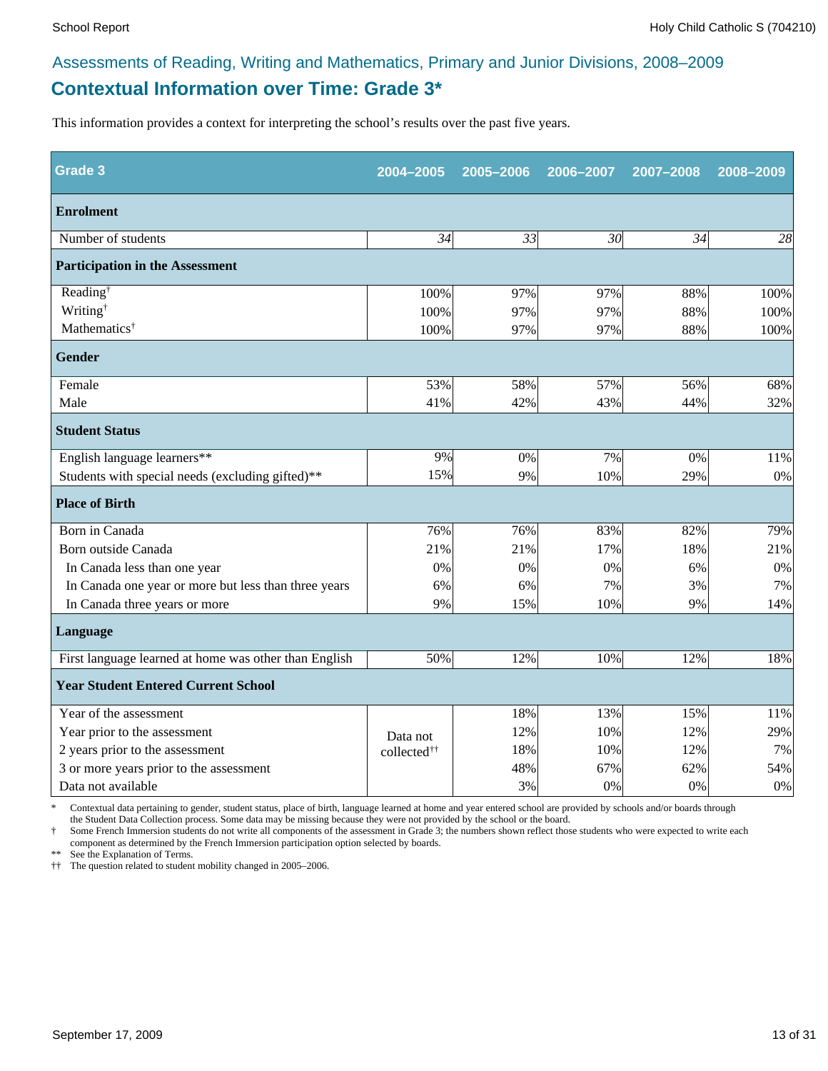## Assessments of Reading, Writing and Mathematics, Primary and Junior Divisions, 2008–2009

# Contextual Information over Time: Grade 3*

This information provides a context for interpreting the school's results over the past five years.

| Grade 3 | 2004–2005 | 2005–2006 | 2006–2007 | 2007–2008 | 2008–2009 |
|---|---|---|---|---|---|
| **Enrolment** | | | | | |
| Number of students | *34* | *33* | *30* | *34* | *28* |
| **Participation in the Assessment** | | | | | |
| Reading† | 100% | 97% | 97% | 88% | 100% |
| Writing† | 100% | 97% | 97% | 88% | 100% |
| Mathematics† | 100% | 97% | 97% | 88% | 100% |
| **Gender** | | | | | |
| Female | 53% | 58% | 57% | 56% | 68% |
| Male | 41% | 42% | 43% | 44% | 32% |
| **Student Status** | | | | | |
| English language learners** | 9% | 0% | 7% | 0% | 11% |
| Students with special needs (excluding gifted)** | 15% | 9% | 10% | 29% | 0% |
| **Place of Birth** | | | | | |
| Born in Canada | 76% | 76% | 83% | 82% | 79% |
| Born outside Canada | 21% | 21% | 17% | 18% | 21% |
| In Canada less than one year | 0% | 0% | 0% | 6% | 0% |
| In Canada one year or more but less than three years | 6% | 6% | 7% | 3% | 7% |
| In Canada three years or more | 9% | 15% | 10% | 9% | 14% |
| **Language** | | | | | |
| First language learned at home was other than English | 50% | 12% | 10% | 12% | 18% |
| **Year Student Entered Current School** | | | | | |
| Year of the assessment | Data not collected†† | 18% | 13% | 15% | 11% |
| Year prior to the assessment | | 12% | 10% | 12% | 29% |
| 2 years prior to the assessment | | 18% | 10% | 12% | 7% |
| 3 or more years prior to the assessment | | 48% | 67% | 62% | 54% |
| Data not available | | 3% | 0% | 0% | 0% |

\* Contextual data pertaining to gender, student status, place of birth, language learned at home and year entered school are provided by schools and/or boards through the Student Data Collection process. Some data may be missing because they were not provided by the school or the board.

† Some French Immersion students do not write all components of the assessment in Grade 3; the numbers shown reflect those students who were expected to write each component as determined by the French Immersion participation option selected by boards.

** See the Explanation of Terms.

†† The question related to student mobility changed in 2005–2006.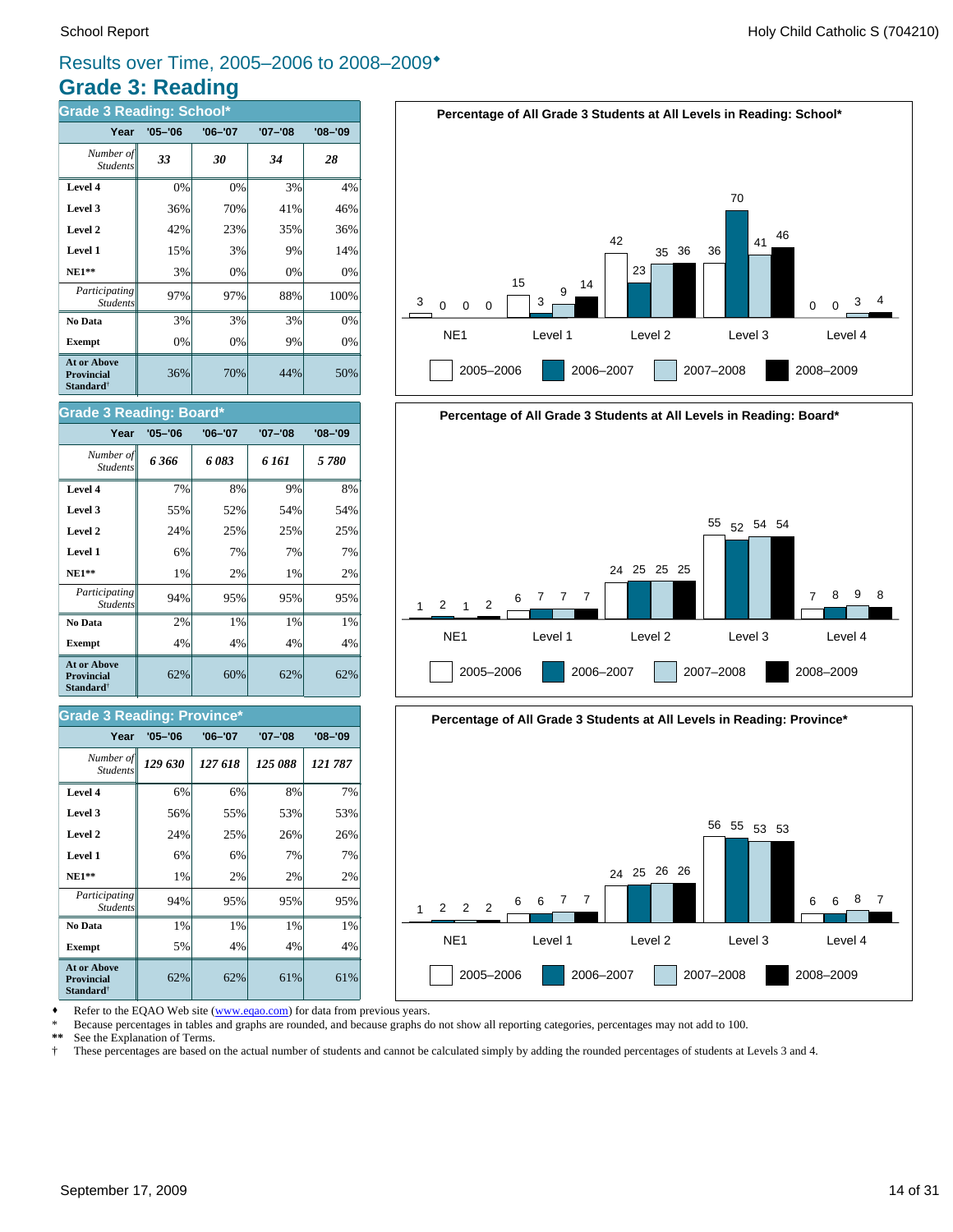Results over Time, 2005–2006 to 2008–2009♦

# Grade 3: Reading

## Grade 3 Reading: School*

| Year | '05–'06 | '06–'07 | '07–'08 | '08–'09 |
|---|---|---|---|---|
| *Number of Students* | *33* | *30* | *34* | *28* |
| **Level 4** | 0% | 0% | 3% | 4% |
| **Level 3** | 36% | 70% | 41% | 46% |
| **Level 2** | 42% | 23% | 35% | 36% |
| **Level 1** | 15% | 3% | 9% | 14% |
| **NE1**** | 3% | 0% | 0% | 0% |
| *Participating Students* | 97% | 97% | 88% | 100% |
| **No Data** | 3% | 3% | 3% | 0% |
| **Exempt** | 0% | 0% | 9% | 0% |
| **At or Above Provincial Standard†** | 36% | 70% | 44% | 50% |

**Percentage of All Grade 3 Students at All Levels in Reading: School***

| | NE1 | Level 1 | Level 2 | Level 3 | Level 4 |
|---|---|---|---|---|---|
| 2005–2006 | 3 | 15 | 42 | 36 | 0 |
| 2006–2007 | 0 | 3 | 23 | 70 | 0 |
| 2007–2008 | 0 | 9 | 35 | 41 | 3 |
| 2008–2009 | 0 | 14 | 36 | 46 | 4 |

## Grade 3 Reading: Board*

| Year | '05–'06 | '06–'07 | '07–'08 | '08–'09 |
|---|---|---|---|---|
| *Number of Students* | *6 366* | *6 083* | *6 161* | *5 780* |
| **Level 4** | 7% | 8% | 9% | 8% |
| **Level 3** | 55% | 52% | 54% | 54% |
| **Level 2** | 24% | 25% | 25% | 25% |
| **Level 1** | 6% | 7% | 7% | 7% |
| **NE1**** | 1% | 2% | 1% | 2% |
| *Participating Students* | 94% | 95% | 95% | 95% |
| **No Data** | 2% | 1% | 1% | 1% |
| **Exempt** | 4% | 4% | 4% | 4% |
| **At or Above Provincial Standard†** | 62% | 60% | 62% | 62% |

**Percentage of All Grade 3 Students at All Levels in Reading: Board***

| | NE1 | Level 1 | Level 2 | Level 3 | Level 4 |
|---|---|---|---|---|---|
| 2005–2006 | 1 | 6 | 24 | 55 | 7 |
| 2006–2007 | 2 | 7 | 25 | 52 | 8 |
| 2007–2008 | 1 | 7 | 25 | 54 | 9 |
| 2008–2009 | 2 | 7 | 25 | 54 | 8 |

## Grade 3 Reading: Province*

| Year | '05–'06 | '06–'07 | '07–'08 | '08–'09 |
|---|---|---|---|---|
| *Number of Students* | *129 630* | *127 618* | *125 088* | *121 787* |
| **Level 4** | 6% | 6% | 8% | 7% |
| **Level 3** | 56% | 55% | 53% | 53% |
| **Level 2** | 24% | 25% | 26% | 26% |
| **Level 1** | 6% | 6% | 7% | 7% |
| **NE1**** | 1% | 2% | 2% | 2% |
| *Participating Students* | 94% | 95% | 95% | 95% |
| **No Data** | 1% | 1% | 1% | 1% |
| **Exempt** | 5% | 4% | 4% | 4% |
| **At or Above Provincial Standard†** | 62% | 62% | 61% | 61% |

**Percentage of All Grade 3 Students at All Levels in Reading: Province***

| | NE1 | Level 1 | Level 2 | Level 3 | Level 4 |
|---|---|---|---|---|---|
| 2005–2006 | 1 | 6 | 24 | 56 | 6 |
| 2006–2007 | 2 | 6 | 25 | 55 | 6 |
| 2007–2008 | 2 | 7 | 26 | 53 | 8 |
| 2008–2009 | 2 | 7 | 26 | 53 | 7 |

♦ Refer to the EQAO Web site (www.eqao.com) for data from previous years.

\* Because percentages in tables and graphs are rounded, and because graphs do not show all reporting categories, percentages may not add to 100.

** See the Explanation of Terms.

† These percentages are based on the actual number of students and cannot be calculated simply by adding the rounded percentages of students at Levels 3 and 4.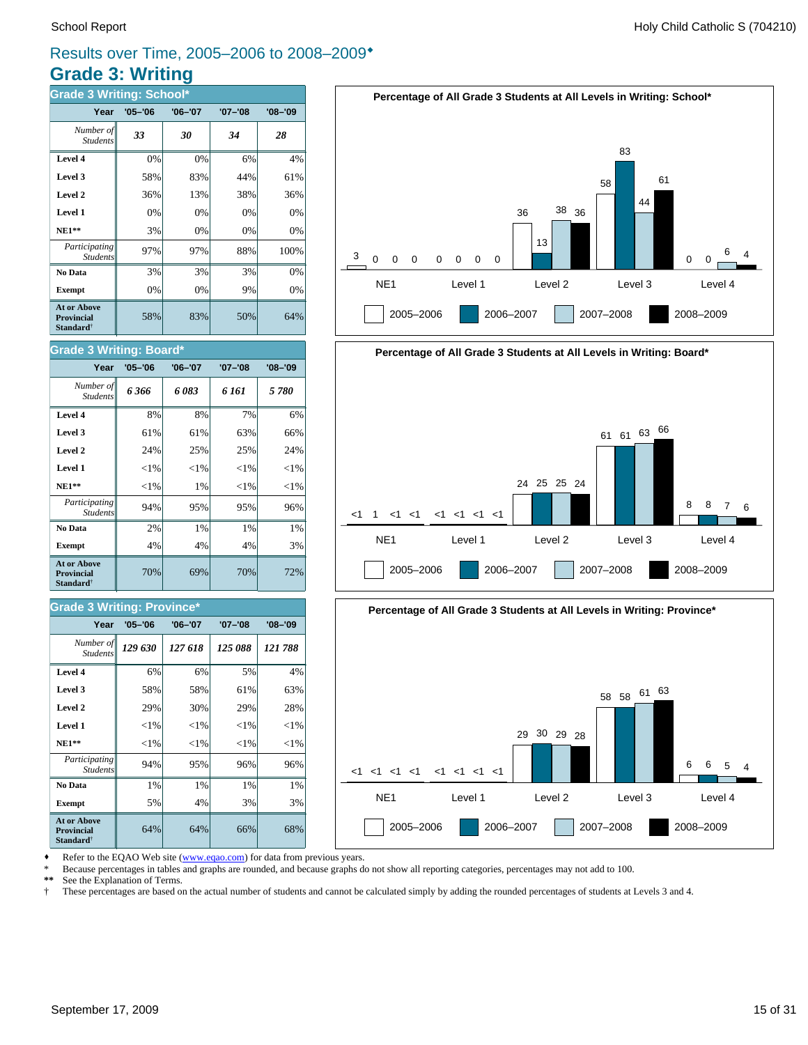## Results over Time, 2005–2006 to 2008–2009♦

# Grade 3: Writing

### Grade 3 Writing: School*

| Year | '05–'06 | '06–'07 | '07–'08 | '08–'09 |
|---|---|---|---|---|
| *Number of Students* | ***33*** | ***30*** | ***34*** | ***28*** |
| **Level 4** | 0% | 0% | 6% | 4% |
| **Level 3** | 58% | 83% | 44% | 61% |
| **Level 2** | 36% | 13% | 38% | 36% |
| **Level 1** | 0% | 0% | 0% | 0% |
| **NE1**** | 3% | 0% | 0% | 0% |
| *Participating Students* | 97% | 97% | 88% | 100% |
| **No Data** | 3% | 3% | 3% | 0% |
| **Exempt** | 0% | 0% | 9% | 0% |
| **At or Above Provincial Standard†** | 58% | 83% | 50% | 64% |

### Grade 3 Writing: Board*

| Year | '05–'06 | '06–'07 | '07–'08 | '08–'09 |
|---|---|---|---|---|
| *Number of Students* | ***6 366*** | ***6 083*** | ***6 161*** | ***5 780*** |
| **Level 4** | 8% | 8% | 7% | 6% |
| **Level 3** | 61% | 61% | 63% | 66% |
| **Level 2** | 24% | 25% | 25% | 24% |
| **Level 1** | <1% | <1% | <1% | <1% |
| **NE1**** | <1% | 1% | <1% | <1% |
| *Participating Students* | 94% | 95% | 95% | 96% |
| **No Data** | 2% | 1% | 1% | 1% |
| **Exempt** | 4% | 4% | 4% | 3% |
| **At or Above Provincial Standard†** | 70% | 69% | 70% | 72% |

### Grade 3 Writing: Province*

| Year | '05–'06 | '06–'07 | '07–'08 | '08–'09 |
|---|---|---|---|---|
| *Number of Students* | ***129 630*** | ***127 618*** | ***125 088*** | ***121 788*** |
| **Level 4** | 6% | 6% | 5% | 4% |
| **Level 3** | 58% | 58% | 61% | 63% |
| **Level 2** | 29% | 30% | 29% | 28% |
| **Level 1** | <1% | <1% | <1% | <1% |
| **NE1**** | <1% | <1% | <1% | <1% |
| *Participating Students* | 94% | 95% | 96% | 96% |
| **No Data** | 1% | 1% | 1% | 1% |
| **Exempt** | 5% | 4% | 3% | 3% |
| **At or Above Provincial Standard†** | 64% | 64% | 66% | 68% |

**Percentage of All Grade 3 Students at All Levels in Writing: School***

| | 2005–2006 | 2006–2007 | 2007–2008 | 2008–2009 |
|---|---|---|---|---|
| NE1 | 3 | 0 | 0 | 0 |
| Level 1 | 0 | 0 | 0 | 0 |
| Level 2 | 36 | 13 | 38 | 36 |
| Level 3 | 58 | 83 | 44 | 61 |
| Level 4 | 0 | 0 | 6 | 4 |

**Percentage of All Grade 3 Students at All Levels in Writing: Board***

| | 2005–2006 | 2006–2007 | 2007–2008 | 2008–2009 |
|---|---|---|---|---|
| NE1 | <1 | 1 | <1 | <1 |
| Level 1 | <1 | <1 | <1 | <1 |
| Level 2 | 24 | 25 | 25 | 24 |
| Level 3 | 61 | 61 | 63 | 66 |
| Level 4 | 8 | 8 | 7 | 6 |

**Percentage of All Grade 3 Students at All Levels in Writing: Province***

| | 2005–2006 | 2006–2007 | 2007–2008 | 2008–2009 |
|---|---|---|---|---|
| NE1 | <1 | <1 | <1 | <1 |
| Level 1 | <1 | <1 | <1 | <1 |
| Level 2 | 29 | 30 | 29 | 28 |
| Level 3 | 58 | 58 | 61 | 63 |
| Level 4 | 6 | 6 | 5 | 4 |

♦ Refer to the EQAO Web site (www.eqao.com) for data from previous years.
\* Because percentages in tables and graphs are rounded, and because graphs do not show all reporting categories, percentages may not add to 100.
** See the Explanation of Terms.
† These percentages are based on the actual number of students and cannot be calculated simply by adding the rounded percentages of students at Levels 3 and 4.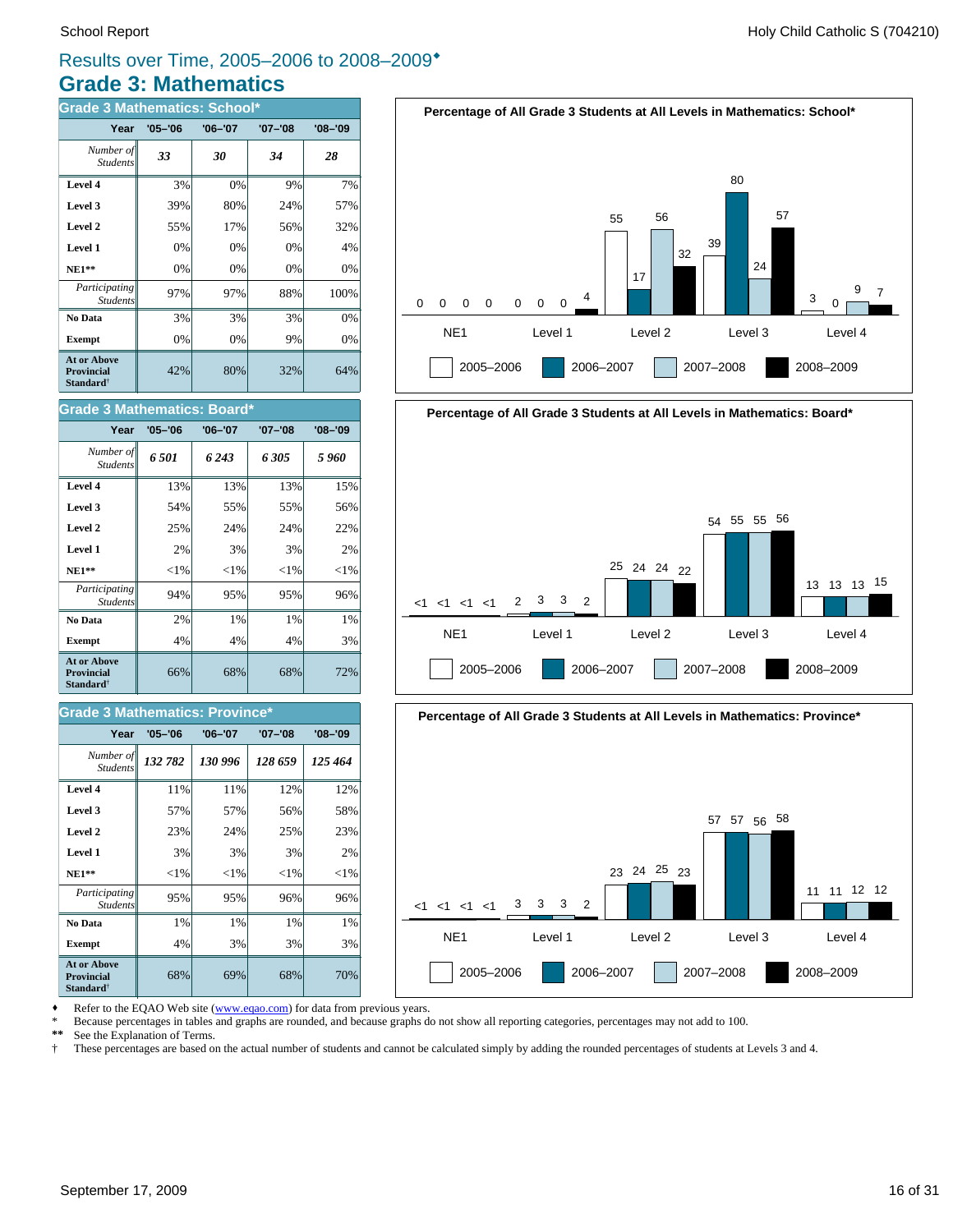# Results over Time, 2005–2006 to 2008–2009♦

## Grade 3: Mathematics

### Grade 3 Mathematics: School*

| Year | '05–'06 | '06–'07 | '07–'08 | '08–'09 |
|---|---|---|---|---|
| *Number of Students* | ***33*** | ***30*** | ***34*** | ***28*** |
| **Level 4** | 3% | 0% | 9% | 7% |
| **Level 3** | 39% | 80% | 24% | 57% |
| **Level 2** | 55% | 17% | 56% | 32% |
| **Level 1** | 0% | 0% | 0% | 4% |
| **NE1**** | 0% | 0% | 0% | 0% |
| *Participating Students* | 97% | 97% | 88% | 100% |
| **No Data** | 3% | 3% | 3% | 0% |
| **Exempt** | 0% | 0% | 9% | 0% |
| **At or Above Provincial Standard†** | 42% | 80% | 32% | 64% |

**Percentage of All Grade 3 Students at All Levels in Mathematics: School***

| | NE1 | Level 1 | Level 2 | Level 3 | Level 4 |
|---|---|---|---|---|---|
| 2005–2006 | 0 | 0 | 55 | 39 | 3 |
| 2006–2007 | 0 | 0 | 17 | 80 | 0 |
| 2007–2008 | 0 | 0 | 56 | 24 | 9 |
| 2008–2009 | 0 | 4 | 32 | 57 | 7 |

### Grade 3 Mathematics: Board*

| Year | '05–'06 | '06–'07 | '07–'08 | '08–'09 |
|---|---|---|---|---|
| *Number of Students* | ***6 501*** | ***6 243*** | ***6 305*** | ***5 960*** |
| **Level 4** | 13% | 13% | 13% | 15% |
| **Level 3** | 54% | 55% | 55% | 56% |
| **Level 2** | 25% | 24% | 24% | 22% |
| **Level 1** | 2% | 3% | 3% | 2% |
| **NE1**** | <1% | <1% | <1% | <1% |
| *Participating Students* | 94% | 95% | 95% | 96% |
| **No Data** | 2% | 1% | 1% | 1% |
| **Exempt** | 4% | 4% | 4% | 3% |
| **At or Above Provincial Standard†** | 66% | 68% | 68% | 72% |

**Percentage of All Grade 3 Students at All Levels in Mathematics: Board***

| | NE1 | Level 1 | Level 2 | Level 3 | Level 4 |
|---|---|---|---|---|---|
| 2005–2006 | <1 | 2 | 25 | 54 | 13 |
| 2006–2007 | <1 | 3 | 24 | 55 | 13 |
| 2007–2008 | <1 | 3 | 24 | 55 | 13 |
| 2008–2009 | <1 | 2 | 22 | 56 | 15 |

### Grade 3 Mathematics: Province*

| Year | '05–'06 | '06–'07 | '07–'08 | '08–'09 |
|---|---|---|---|---|
| *Number of Students* | ***132 782*** | ***130 996*** | ***128 659*** | ***125 464*** |
| **Level 4** | 11% | 11% | 12% | 12% |
| **Level 3** | 57% | 57% | 56% | 58% |
| **Level 2** | 23% | 24% | 25% | 23% |
| **Level 1** | 3% | 3% | 3% | 2% |
| **NE1**** | <1% | <1% | <1% | <1% |
| *Participating Students* | 95% | 95% | 96% | 96% |
| **No Data** | 1% | 1% | 1% | 1% |
| **Exempt** | 4% | 3% | 3% | 3% |
| **At or Above Provincial Standard†** | 68% | 69% | 68% | 70% |

**Percentage of All Grade 3 Students at All Levels in Mathematics: Province***

| | NE1 | Level 1 | Level 2 | Level 3 | Level 4 |
|---|---|---|---|---|---|
| 2005–2006 | <1 | 3 | 23 | 57 | 11 |
| 2006–2007 | <1 | 3 | 24 | 57 | 11 |
| 2007–2008 | <1 | 3 | 25 | 56 | 12 |
| 2008–2009 | <1 | 2 | 23 | 58 | 12 |

♦ Refer to the EQAO Web site (www.eqao.com) for data from previous years.
* Because percentages in tables and graphs are rounded, and because graphs do not show all reporting categories, percentages may not add to 100.
** See the Explanation of Terms.
† These percentages are based on the actual number of students and cannot be calculated simply by adding the rounded percentages of students at Levels 3 and 4.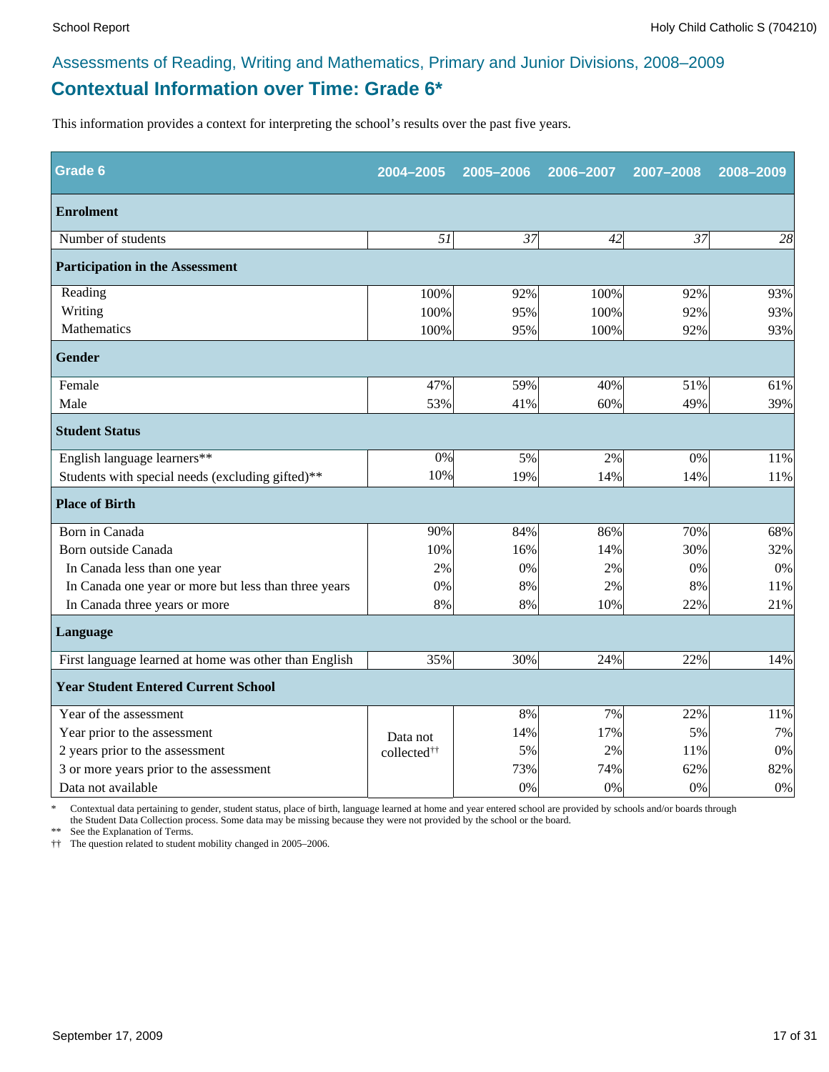## Assessments of Reading, Writing and Mathematics, Primary and Junior Divisions, 2008–2009

# Contextual Information over Time: Grade 6*

This information provides a context for interpreting the school's results over the past five years.

| Grade 6 | 2004–2005 | 2005–2006 | 2006–2007 | 2007–2008 | 2008–2009 |
|---|---|---|---|---|---|
| **Enrolment** | | | | | |
| Number of students | *51* | *37* | *42* | *37* | *28* |
| **Participation in the Assessment** | | | | | |
| Reading | 100% | 92% | 100% | 92% | 93% |
| Writing | 100% | 95% | 100% | 92% | 93% |
| Mathematics | 100% | 95% | 100% | 92% | 93% |
| **Gender** | | | | | |
| Female | 47% | 59% | 40% | 51% | 61% |
| Male | 53% | 41% | 60% | 49% | 39% |
| **Student Status** | | | | | |
| English language learners** | 0% | 5% | 2% | 0% | 11% |
| Students with special needs (excluding gifted)** | 10% | 19% | 14% | 14% | 11% |
| **Place of Birth** | | | | | |
| Born in Canada | 90% | 84% | 86% | 70% | 68% |
| Born outside Canada | 10% | 16% | 14% | 30% | 32% |
| In Canada less than one year | 2% | 0% | 2% | 0% | 0% |
| In Canada one year or more but less than three years | 0% | 8% | 2% | 8% | 11% |
| In Canada three years or more | 8% | 8% | 10% | 22% | 21% |
| **Language** | | | | | |
| First language learned at home was other than English | 35% | 30% | 24% | 22% | 14% |
| **Year Student Entered Current School** | | | | | |
| Year of the assessment | Data not collected†† | 8% | 7% | 22% | 11% |
| Year prior to the assessment | | 14% | 17% | 5% | 7% |
| 2 years prior to the assessment | | 5% | 2% | 11% | 0% |
| 3 or more years prior to the assessment | | 73% | 74% | 62% | 82% |
| Data not available | | 0% | 0% | 0% | 0% |

\* Contextual data pertaining to gender, student status, place of birth, language learned at home and year entered school are provided by schools and/or boards through the Student Data Collection process. Some data may be missing because they were not provided by the school or the board.

** See the Explanation of Terms.

†† The question related to student mobility changed in 2005–2006.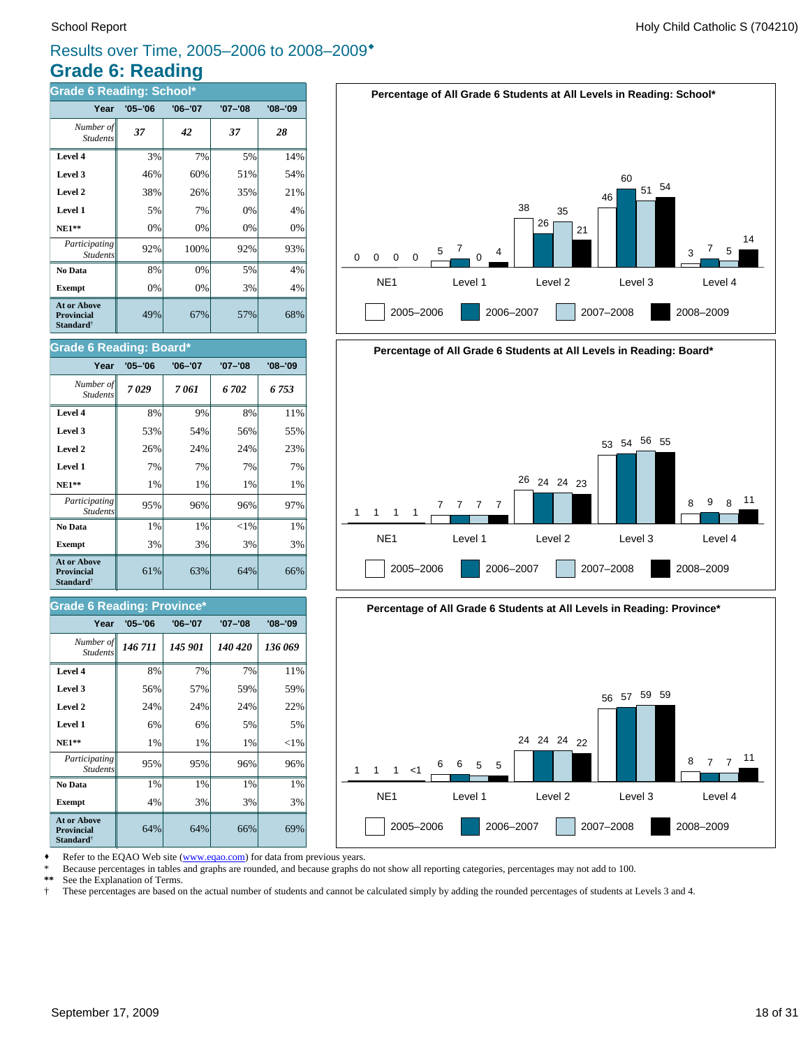## Results over Time, 2005–2006 to 2008–2009♦

# Grade 6: Reading

### Grade 6 Reading: School*

| Year | '05–'06 | '06–'07 | '07–'08 | '08–'09 |
|---|---|---|---|---|
| *Number of Students* | ***37*** | ***42*** | ***37*** | ***28*** |
| **Level 4** | 3% | 7% | 5% | 14% |
| **Level 3** | 46% | 60% | 51% | 54% |
| **Level 2** | 38% | 26% | 35% | 21% |
| **Level 1** | 5% | 7% | 0% | 4% |
| **NE1**** | 0% | 0% | 0% | 0% |
| *Participating Students* | 92% | 100% | 92% | 93% |
| **No Data** | 8% | 0% | 5% | 4% |
| **Exempt** | 0% | 0% | 3% | 4% |
| **At or Above Provincial Standard†** | 49% | 67% | 57% | 68% |

### Grade 6 Reading: Board*

| Year | '05–'06 | '06–'07 | '07–'08 | '08–'09 |
|---|---|---|---|---|
| *Number of Students* | ***7 029*** | ***7 061*** | ***6 702*** | ***6 753*** |
| **Level 4** | 8% | 9% | 8% | 11% |
| **Level 3** | 53% | 54% | 56% | 55% |
| **Level 2** | 26% | 24% | 24% | 23% |
| **Level 1** | 7% | 7% | 7% | 7% |
| **NE1**** | 1% | 1% | 1% | 1% |
| *Participating Students* | 95% | 96% | 96% | 97% |
| **No Data** | 1% | 1% | <1% | 1% |
| **Exempt** | 3% | 3% | 3% | 3% |
| **At or Above Provincial Standard†** | 61% | 63% | 64% | 66% |

### Grade 6 Reading: Province*

| Year | '05–'06 | '06–'07 | '07–'08 | '08–'09 |
|---|---|---|---|---|
| *Number of Students* | ***146 711*** | ***145 901*** | ***140 420*** | ***136 069*** |
| **Level 4** | 8% | 7% | 7% | 11% |
| **Level 3** | 56% | 57% | 59% | 59% |
| **Level 2** | 24% | 24% | 24% | 22% |
| **Level 1** | 6% | 6% | 5% | 5% |
| **NE1**** | 1% | 1% | 1% | <1% |
| *Participating Students* | 95% | 95% | 96% | 96% |
| **No Data** | 1% | 1% | 1% | 1% |
| **Exempt** | 4% | 3% | 3% | 3% |
| **At or Above Provincial Standard†** | 64% | 64% | 66% | 69% |

**Percentage of All Grade 6 Students at All Levels in Reading: School***

| | 2005–2006 | 2006–2007 | 2007–2008 | 2008–2009 |
|---|---|---|---|---|
| NE1 | 0 | 0 | 0 | 0 |
| Level 1 | 5 | 7 | 0 | 4 |
| Level 2 | 38 | 26 | 35 | 21 |
| Level 3 | 46 | 60 | 51 | 54 |
| Level 4 | 3 | 7 | 5 | 14 |

**Percentage of All Grade 6 Students at All Levels in Reading: Board***

| | 2005–2006 | 2006–2007 | 2007–2008 | 2008–2009 |
|---|---|---|---|---|
| NE1 | 1 | 1 | 1 | 1 |
| Level 1 | 7 | 7 | 7 | 7 |
| Level 2 | 26 | 24 | 24 | 23 |
| Level 3 | 53 | 54 | 56 | 55 |
| Level 4 | 8 | 9 | 8 | 11 |

**Percentage of All Grade 6 Students at All Levels in Reading: Province***

| | 2005–2006 | 2006–2007 | 2007–2008 | 2008–2009 |
|---|---|---|---|---|
| NE1 | 1 | 1 | 1 | <1 |
| Level 1 | 6 | 6 | 5 | 5 |
| Level 2 | 24 | 24 | 24 | 22 |
| Level 3 | 56 | 57 | 59 | 59 |
| Level 4 | 8 | 7 | 7 | 11 |

♦ Refer to the EQAO Web site (www.eqao.com) for data from previous years.
\* Because percentages in tables and graphs are rounded, and because graphs do not show all reporting categories, percentages may not add to 100.
** See the Explanation of Terms.
† These percentages are based on the actual number of students and cannot be calculated simply by adding the rounded percentages of students at Levels 3 and 4.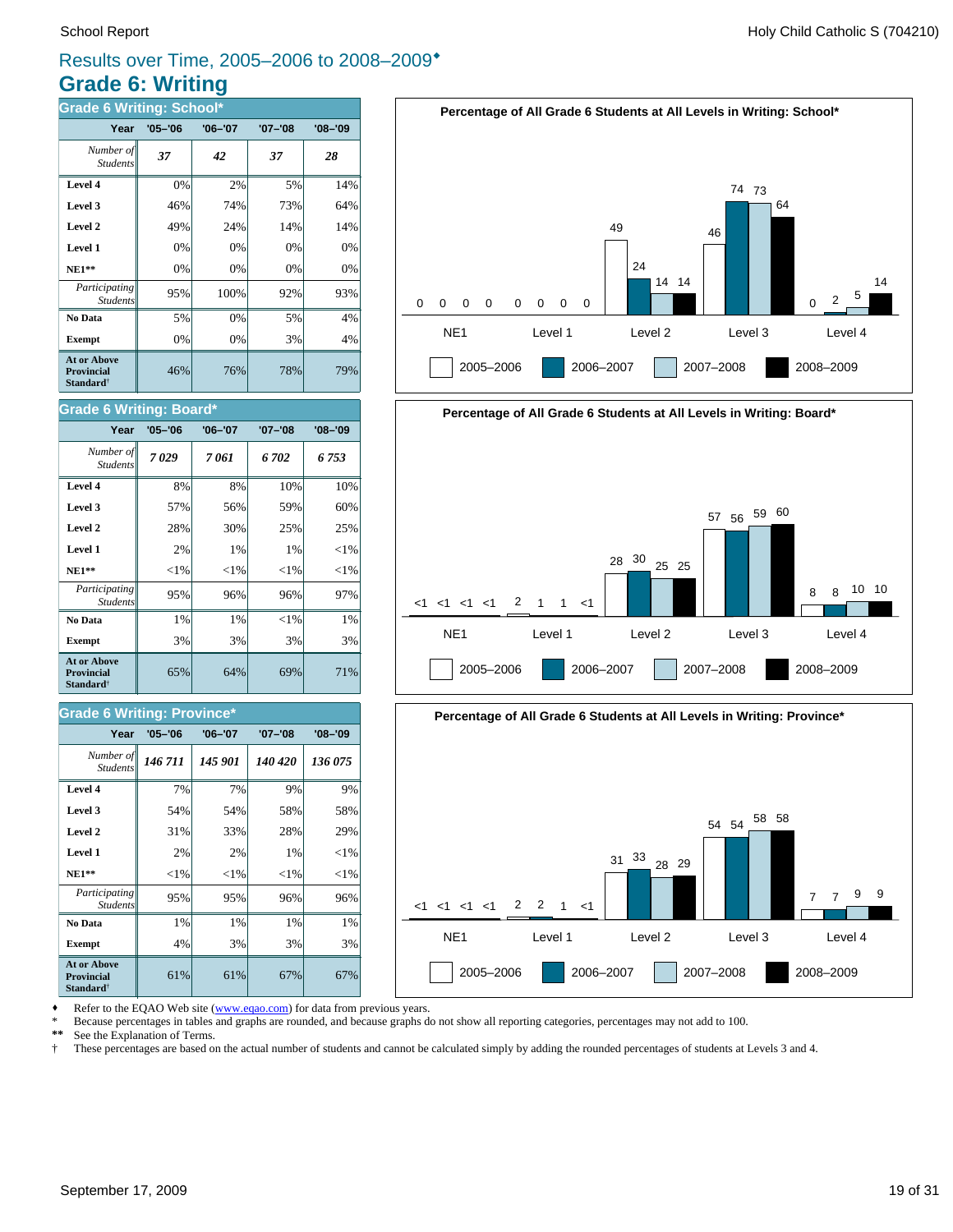# Results over Time, 2005–2006 to 2008–2009♦

## Grade 6: Writing

### Grade 6 Writing: School*

| Year | '05–'06 | '06–'07 | '07–'08 | '08–'09 |
|---|---|---|---|---|
| *Number of Students* | ***37*** | ***42*** | ***37*** | ***28*** |
| **Level 4** | 0% | 2% | 5% | 14% |
| **Level 3** | 46% | 74% | 73% | 64% |
| **Level 2** | 49% | 24% | 14% | 14% |
| **Level 1** | 0% | 0% | 0% | 0% |
| **NE1**** | 0% | 0% | 0% | 0% |
| *Participating Students* | 95% | 100% | 92% | 93% |
| **No Data** | 5% | 0% | 5% | 4% |
| **Exempt** | 0% | 0% | 3% | 4% |
| **At or Above Provincial Standard†** | 46% | 76% | 78% | 79% |

### Grade 6 Writing: Board*

| Year | '05–'06 | '06–'07 | '07–'08 | '08–'09 |
|---|---|---|---|---|
| *Number of Students* | ***7 029*** | ***7 061*** | ***6 702*** | ***6 753*** |
| **Level 4** | 8% | 8% | 10% | 10% |
| **Level 3** | 57% | 56% | 59% | 60% |
| **Level 2** | 28% | 30% | 25% | 25% |
| **Level 1** | 2% | 1% | 1% | <1% |
| **NE1**** | <1% | <1% | <1% | <1% |
| *Participating Students* | 95% | 96% | 96% | 97% |
| **No Data** | 1% | 1% | <1% | 1% |
| **Exempt** | 3% | 3% | 3% | 3% |
| **At or Above Provincial Standard†** | 65% | 64% | 69% | 71% |

### Grade 6 Writing: Province*

| Year | '05–'06 | '06–'07 | '07–'08 | '08–'09 |
|---|---|---|---|---|
| *Number of Students* | ***146 711*** | ***145 901*** | ***140 420*** | ***136 075*** |
| **Level 4** | 7% | 7% | 9% | 9% |
| **Level 3** | 54% | 54% | 58% | 58% |
| **Level 2** | 31% | 33% | 28% | 29% |
| **Level 1** | 2% | 2% | 1% | <1% |
| **NE1**** | <1% | <1% | <1% | <1% |
| *Participating Students* | 95% | 95% | 96% | 96% |
| **No Data** | 1% | 1% | 1% | 1% |
| **Exempt** | 4% | 3% | 3% | 3% |
| **At or Above Provincial Standard†** | 61% | 61% | 67% | 67% |

**Percentage of All Grade 6 Students at All Levels in Writing: School***

| | 2005–2006 | 2006–2007 | 2007–2008 | 2008–2009 |
|---|---|---|---|---|
| NE1 | 0 | 0 | 0 | 0 |
| Level 1 | 0 | 0 | 0 | 0 |
| Level 2 | 49 | 24 | 14 | 14 |
| Level 3 | 46 | 74 | 73 | 64 |
| Level 4 | 0 | 2 | 5 | 14 |

**Percentage of All Grade 6 Students at All Levels in Writing: Board***

| | 2005–2006 | 2006–2007 | 2007–2008 | 2008–2009 |
|---|---|---|---|---|
| NE1 | <1 | <1 | <1 | <1 |
| Level 1 | 2 | 1 | 1 | <1 |
| Level 2 | 28 | 30 | 25 | 25 |
| Level 3 | 57 | 56 | 59 | 60 |
| Level 4 | 8 | 8 | 10 | 10 |

**Percentage of All Grade 6 Students at All Levels in Writing: Province***

| | 2005–2006 | 2006–2007 | 2007–2008 | 2008–2009 |
|---|---|---|---|---|
| NE1 | <1 | <1 | <1 | <1 |
| Level 1 | 2 | 2 | 1 | <1 |
| Level 2 | 31 | 33 | 28 | 29 |
| Level 3 | 54 | 54 | 58 | 58 |
| Level 4 | 7 | 7 | 9 | 9 |

♦ Refer to the EQAO Web site (www.eqao.com) for data from previous years.
\* Because percentages in tables and graphs are rounded, and because graphs do not show all reporting categories, percentages may not add to 100.
** See the Explanation of Terms.
† These percentages are based on the actual number of students and cannot be calculated simply by adding the rounded percentages of students at Levels 3 and 4.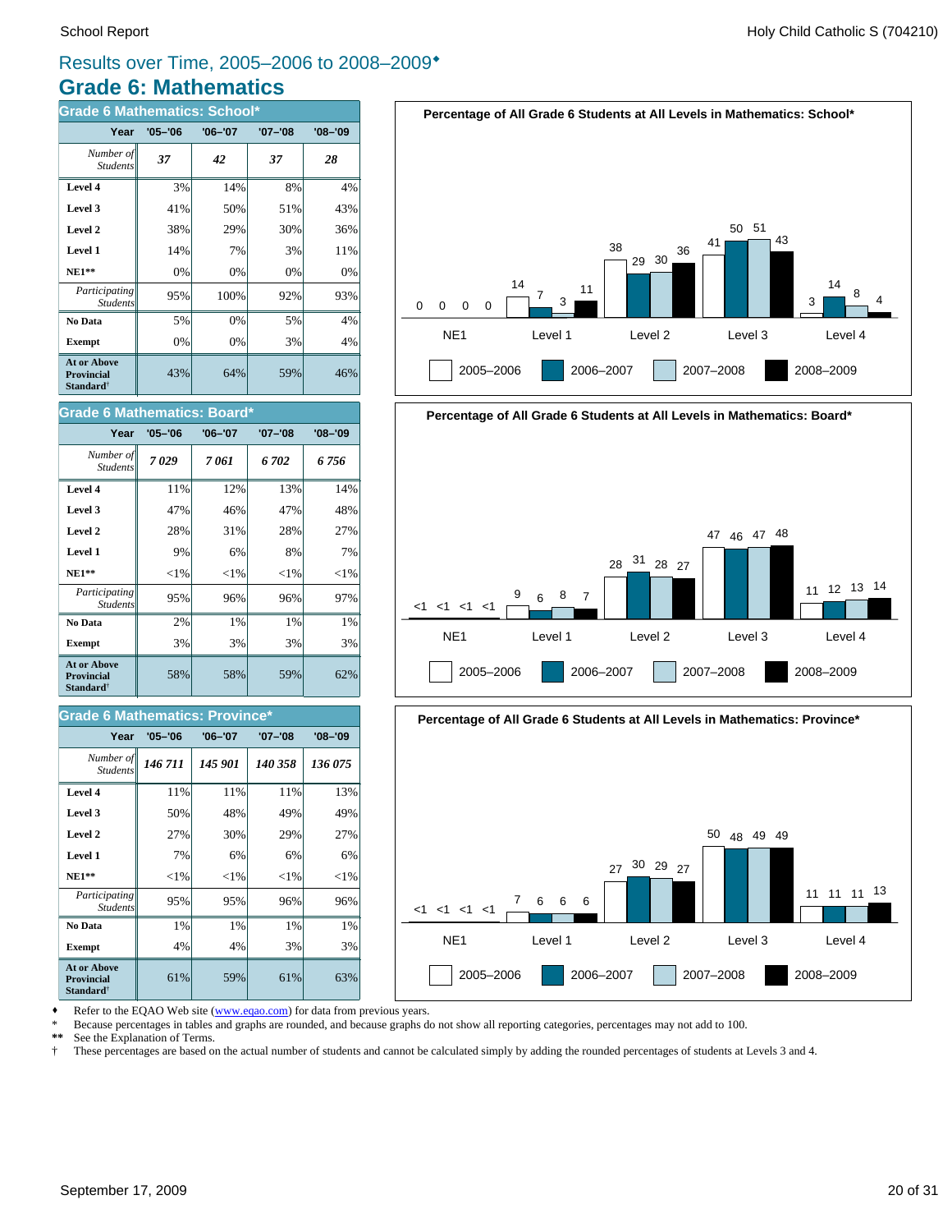# Results over Time, 2005–2006 to 2008–2009♦

## Grade 6: Mathematics

### Grade 6 Mathematics: School*

| Year | '05–'06 | '06–'07 | '07–'08 | '08–'09 |
|---|---|---|---|---|
| *Number of Students* | ***37*** | ***42*** | ***37*** | ***28*** |
| **Level 4** | 3% | 14% | 8% | 4% |
| **Level 3** | 41% | 50% | 51% | 43% |
| **Level 2** | 38% | 29% | 30% | 36% |
| **Level 1** | 14% | 7% | 3% | 11% |
| **NE1**** | 0% | 0% | 0% | 0% |
| *Participating Students* | 95% | 100% | 92% | 93% |
| **No Data** | 5% | 0% | 5% | 4% |
| **Exempt** | 0% | 0% | 3% | 4% |
| **At or Above Provincial Standard†** | 43% | 64% | 59% | 46% |

**Percentage of All Grade 6 Students at All Levels in Mathematics: School***

| | NE1 | Level 1 | Level 2 | Level 3 | Level 4 |
|---|---|---|---|---|---|
| 2005–2006 | 0 | 14 | 38 | 41 | 3 |
| 2006–2007 | 0 | 7 | 29 | 50 | 14 |
| 2007–2008 | 0 | 3 | 30 | 51 | 8 |
| 2008–2009 | 0 | 11 | 36 | 43 | 4 |

### Grade 6 Mathematics: Board*

| Year | '05–'06 | '06–'07 | '07–'08 | '08–'09 |
|---|---|---|---|---|
| *Number of Students* | ***7 029*** | ***7 061*** | ***6 702*** | ***6 756*** |
| **Level 4** | 11% | 12% | 13% | 14% |
| **Level 3** | 47% | 46% | 47% | 48% |
| **Level 2** | 28% | 31% | 28% | 27% |
| **Level 1** | 9% | 6% | 8% | 7% |
| **NE1**** | <1% | <1% | <1% | <1% |
| *Participating Students* | 95% | 96% | 96% | 97% |
| **No Data** | 2% | 1% | 1% | 1% |
| **Exempt** | 3% | 3% | 3% | 3% |
| **At or Above Provincial Standard†** | 58% | 58% | 59% | 62% |

**Percentage of All Grade 6 Students at All Levels in Mathematics: Board***

| | NE1 | Level 1 | Level 2 | Level 3 | Level 4 |
|---|---|---|---|---|---|
| 2005–2006 | <1 | 9 | 28 | 47 | 11 |
| 2006–2007 | <1 | 6 | 31 | 46 | 12 |
| 2007–2008 | <1 | 8 | 28 | 47 | 13 |
| 2008–2009 | <1 | 7 | 27 | 48 | 14 |

### Grade 6 Mathematics: Province*

| Year | '05–'06 | '06–'07 | '07–'08 | '08–'09 |
|---|---|---|---|---|
| *Number of Students* | ***146 711*** | ***145 901*** | ***140 358*** | ***136 075*** |
| **Level 4** | 11% | 11% | 11% | 13% |
| **Level 3** | 50% | 48% | 49% | 49% |
| **Level 2** | 27% | 30% | 29% | 27% |
| **Level 1** | 7% | 6% | 6% | 6% |
| **NE1**** | <1% | <1% | <1% | <1% |
| *Participating Students* | 95% | 95% | 96% | 96% |
| **No Data** | 1% | 1% | 1% | 1% |
| **Exempt** | 4% | 4% | 3% | 3% |
| **At or Above Provincial Standard†** | 61% | 59% | 61% | 63% |

**Percentage of All Grade 6 Students at All Levels in Mathematics: Province***

| | NE1 | Level 1 | Level 2 | Level 3 | Level 4 |
|---|---|---|---|---|---|
| 2005–2006 | <1 | 7 | 27 | 50 | 11 |
| 2006–2007 | <1 | 6 | 30 | 48 | 11 |
| 2007–2008 | <1 | 6 | 29 | 49 | 11 |
| 2008–2009 | <1 | 6 | 27 | 49 | 13 |

♦ Refer to the EQAO Web site (www.eqao.com) for data from previous years.
\* Because percentages in tables and graphs are rounded, and because graphs do not show all reporting categories, percentages may not add to 100.
** See the Explanation of Terms.
† These percentages are based on the actual number of students and cannot be calculated simply by adding the rounded percentages of students at Levels 3 and 4.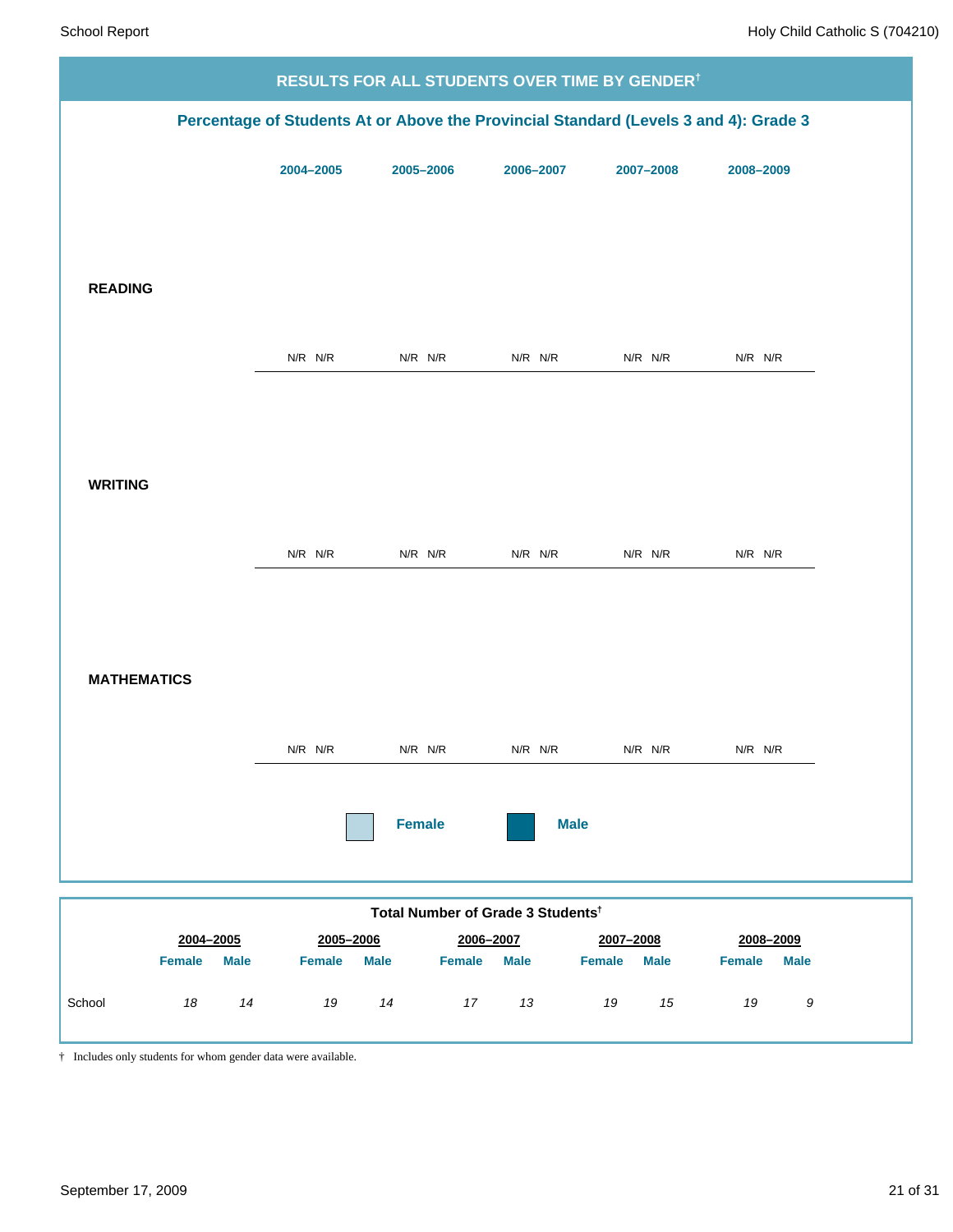## RESULTS FOR ALL STUDENTS OVER TIME BY GENDER†

### Percentage of Students At or Above the Provincial Standard (Levels 3 and 4): Grade 3

| | 2004–2005 | | 2005–2006 | | 2006–2007 | | 2007–2008 | | 2008–2009 | |
|---|---|---|---|---|---|---|---|---|---|---|
| | Female | Male | Female | Male | Female | Male | Female | Male | Female | Male |
| **READING** | N/R | N/R | N/R | N/R | N/R | N/R | N/R | N/R | N/R | N/R |
| **WRITING** | N/R | N/R | N/R | N/R | N/R | N/R | N/R | N/R | N/R | N/R |
| **MATHEMATICS** | N/R | N/R | N/R | N/R | N/R | N/R | N/R | N/R | N/R | N/R |

Female    Male

### Total Number of Grade 3 Students†

| | 2004–2005 | | 2005–2006 | | 2006–2007 | | 2007–2008 | | 2008–2009 | |
|---|---|---|---|---|---|---|---|---|---|---|
| | Female | Male | Female | Male | Female | Male | Female | Male | Female | Male |
| School | *18* | *14* | *19* | *14* | *17* | *13* | *19* | *15* | *19* | *9* |

† Includes only students for whom gender data were available.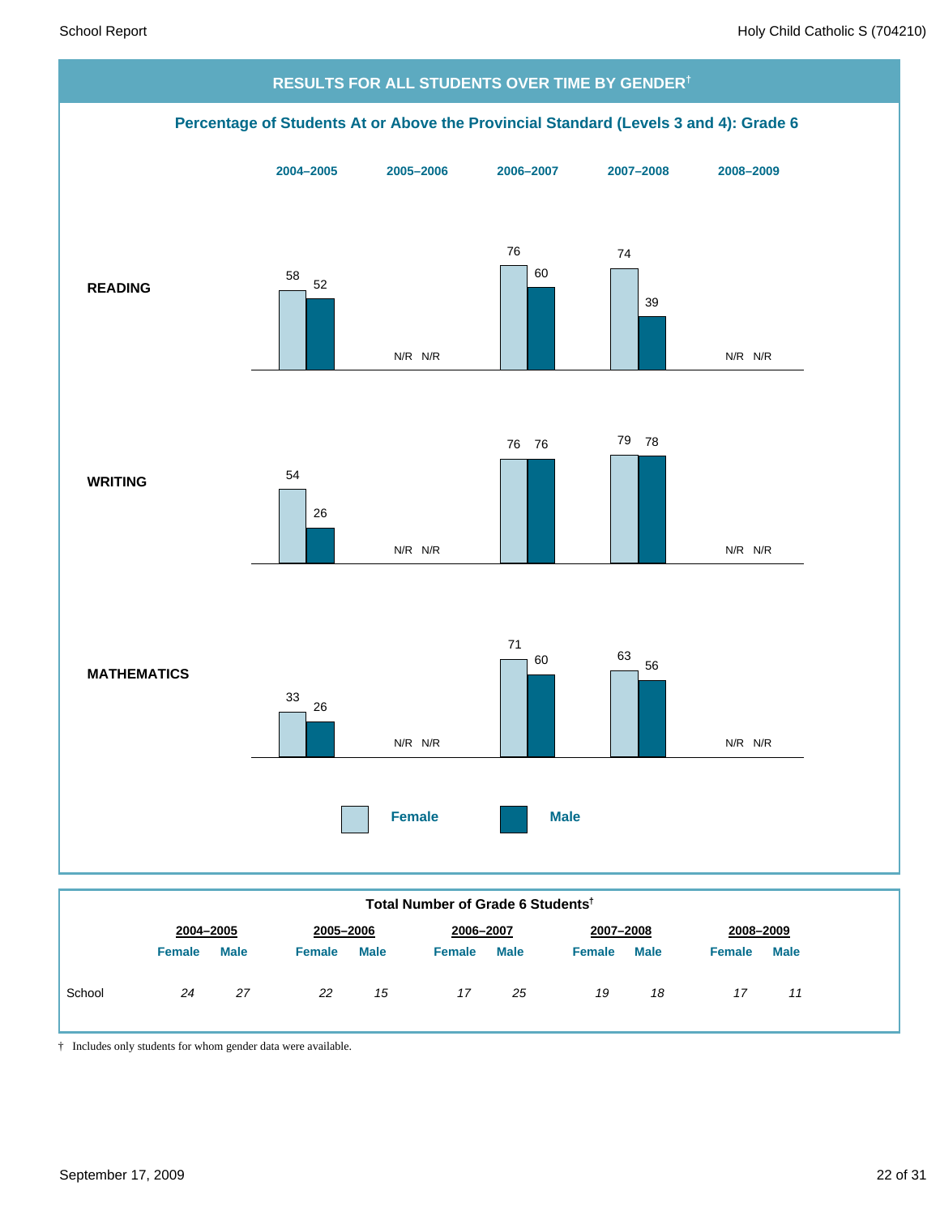## RESULTS FOR ALL STUDENTS OVER TIME BY GENDER†

### Percentage of Students At or Above the Provincial Standard (Levels 3 and 4): Grade 6

| | 2004–2005 | | 2005–2006 | | 2006–2007 | | 2007–2008 | | 2008–2009 | |
|---|---|---|---|---|---|---|---|---|---|---|
| | Female | Male | Female | Male | Female | Male | Female | Male | Female | Male |
| **READING** | 58 | 52 | N/R | N/R | 76 | 60 | 74 | 39 | N/R | N/R |
| **WRITING** | 54 | 26 | N/R | N/R | 76 | 76 | 79 | 78 | N/R | N/R |
| **MATHEMATICS** | 33 | 26 | N/R | N/R | 71 | 60 | 63 | 56 | N/R | N/R |

### Total Number of Grade 6 Students†

| | 2004–2005 | | 2005–2006 | | 2006–2007 | | 2007–2008 | | 2008–2009 | |
|---|---|---|---|---|---|---|---|---|---|---|
| | Female | Male | Female | Male | Female | Male | Female | Male | Female | Male |
| School | *24* | *27* | *22* | *15* | *17* | *25* | *19* | *18* | *17* | *11* |

† Includes only students for whom gender data were available.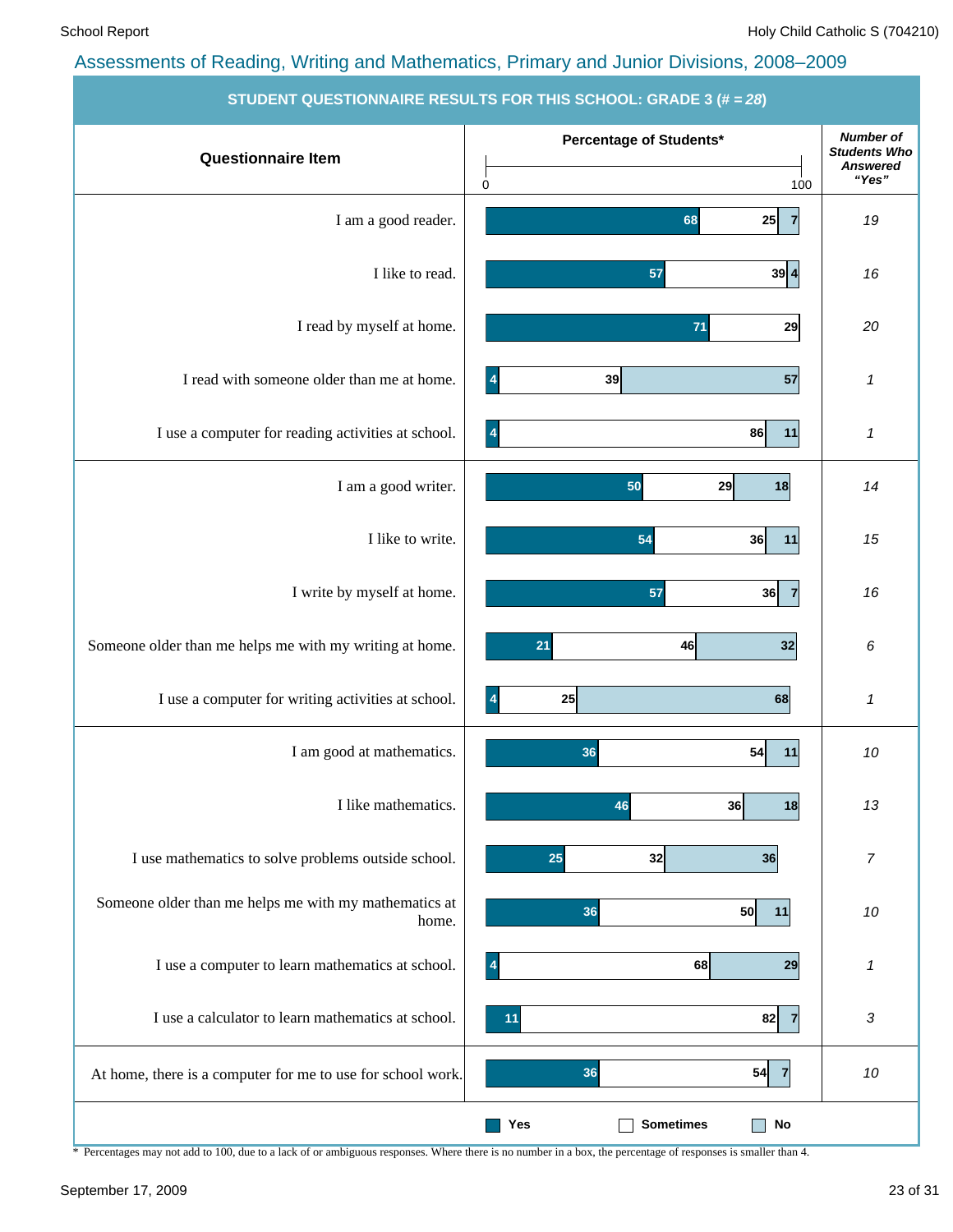## Assessments of Reading, Writing and Mathematics, Primary and Junior Divisions, 2008–2009

**STUDENT QUESTIONNAIRE RESULTS FOR THIS SCHOOL: GRADE 3 (# = *28*)**

| Questionnaire Item | Yes (%) | Sometimes (%) | No (%) | Number of Students Who Answered "Yes" |
|---|---|---|---|---|
| I am a good reader. | 68 | 25 | 7 | 19 |
| I like to read. | 57 | 39 | 4 | 16 |
| I read by myself at home. | 71 | 29 | | 20 |
| I read with someone older than me at home. | 4 | 39 | 57 | 1 |
| I use a computer for reading activities at school. | 4 | 86 | 11 | 1 |
| I am a good writer. | 50 | 29 | 18 | 14 |
| I like to write. | 54 | 36 | 11 | 15 |
| I write by myself at home. | 57 | 36 | 7 | 16 |
| Someone older than me helps me with my writing at home. | 21 | 46 | 32 | 6 |
| I use a computer for writing activities at school. | 4 | 25 | 68 | 1 |
| I am good at mathematics. | 36 | 54 | 11 | 10 |
| I like mathematics. | 46 | 36 | 18 | 13 |
| I use mathematics to solve problems outside school. | 25 | 32 | 36 | 7 |
| Someone older than me helps me with my mathematics at home. | 36 | 50 | 11 | 10 |
| I use a computer to learn mathematics at school. | 4 | 68 | 29 | 1 |
| I use a calculator to learn mathematics at school. | 11 | 82 | 7 | 3 |
| At home, there is a computer for me to use for school work. | 36 | 54 | 7 | 10 |

\* Percentages may not add to 100, due to a lack of or ambiguous responses. Where there is no number in a box, the percentage of responses is smaller than 4.

September 17, 2009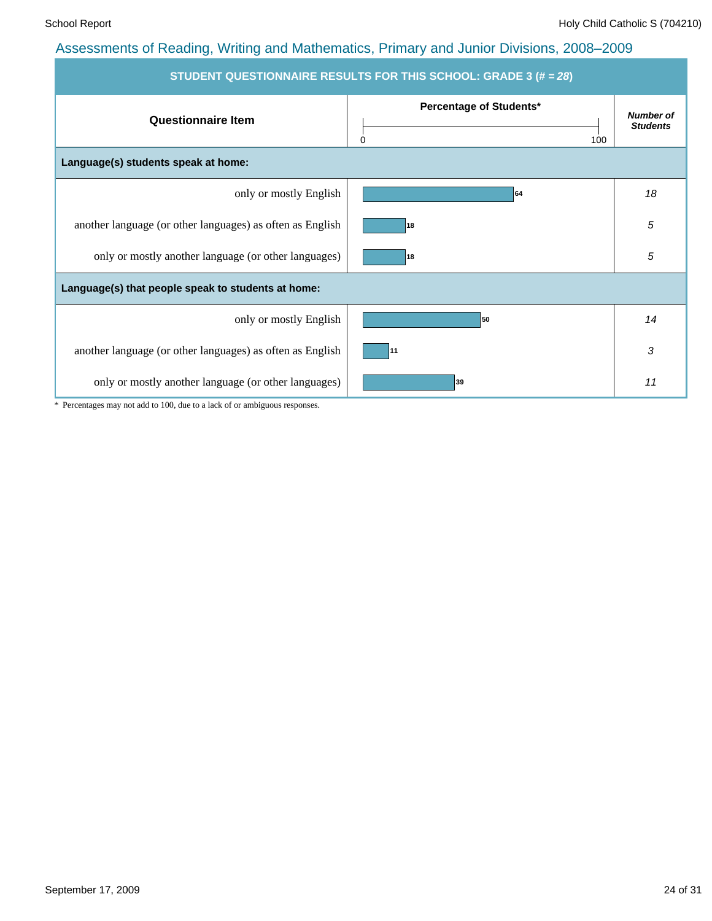## Assessments of Reading, Writing and Mathematics, Primary and Junior Divisions, 2008–2009

| STUDENT QUESTIONNAIRE RESULTS FOR THIS SCHOOL: GRADE 3 (# = *28*) | | |
|---|---|---|
| **Questionnaire Item** | **Percentage of Students*** (0–100) | ***Number of Students*** |
| **Language(s) students speak at home:** | | |
| only or mostly English | 64 | *18* |
| another language (or other languages) as often as English | 18 | *5* |
| only or mostly another language (or other languages) | 18 | *5* |
| **Language(s) that people speak to students at home:** | | |
| only or mostly English | 50 | *14* |
| another language (or other languages) as often as English | 11 | *3* |
| only or mostly another language (or other languages) | 39 | *11* |

* Percentages may not add to 100, due to a lack of or ambiguous responses.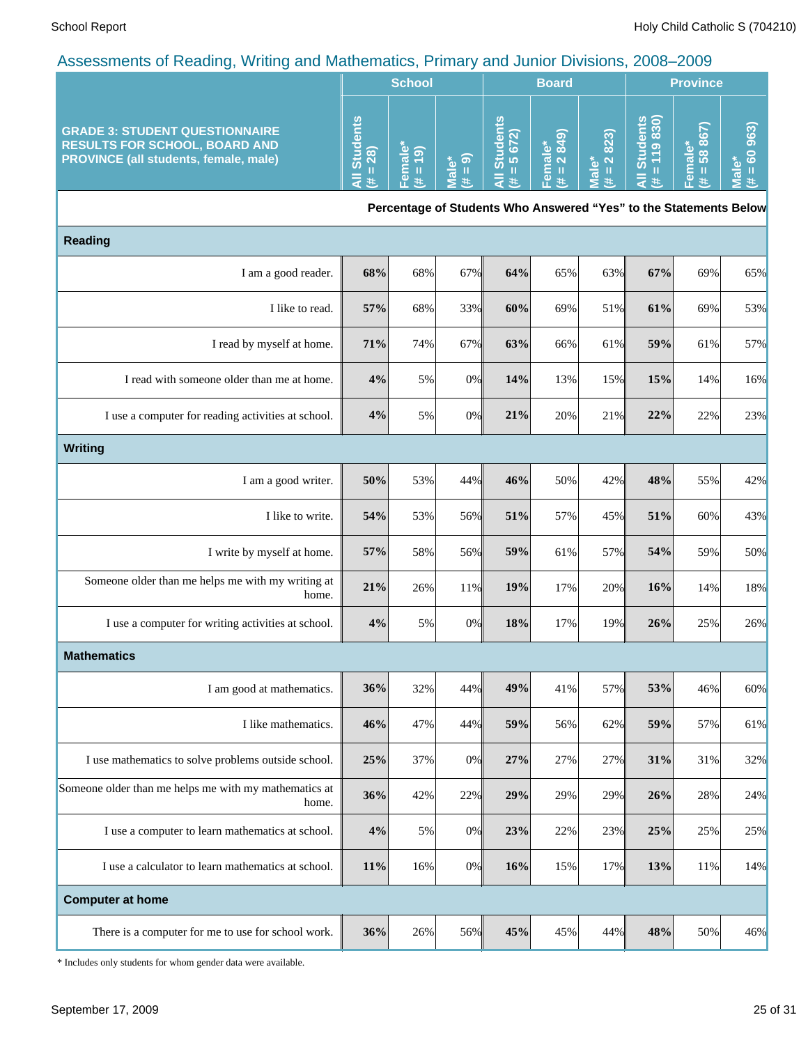## Assessments of Reading, Writing and Mathematics, Primary and Junior Divisions, 2008–2009

| GRADE 3: STUDENT QUESTIONNAIRE RESULTS FOR SCHOOL, BOARD AND PROVINCE (all students, female, male) | School | | | Board | | | Province | | |
|---|---|---|---|---|---|---|---|---|---|
| | All Students (# = 28) | Female* (# = 19) | Male* (# = 9) | All Students (# = 5 672) | Female* (# = 2 849) | Male* (# = 2 823) | All Students (# = 119 830) | Female* (# = 58 867) | Male* (# = 60 963) |
| | Percentage of Students Who Answered "Yes" to the Statements Below | | | | | | | | |
| **Reading** | | | | | | | | | |
| I am a good reader. | **68%** | 68% | 67% | **64%** | 65% | 63% | **67%** | 69% | 65% |
| I like to read. | **57%** | 68% | 33% | **60%** | 69% | 51% | **61%** | 69% | 53% |
| I read by myself at home. | **71%** | 74% | 67% | **63%** | 66% | 61% | **59%** | 61% | 57% |
| I read with someone older than me at home. | **4%** | 5% | 0% | **14%** | 13% | 15% | **15%** | 14% | 16% |
| I use a computer for reading activities at school. | **4%** | 5% | 0% | **21%** | 20% | 21% | **22%** | 22% | 23% |
| **Writing** | | | | | | | | | |
| I am a good writer. | **50%** | 53% | 44% | **46%** | 50% | 42% | **48%** | 55% | 42% |
| I like to write. | **54%** | 53% | 56% | **51%** | 57% | 45% | **51%** | 60% | 43% |
| I write by myself at home. | **57%** | 58% | 56% | **59%** | 61% | 57% | **54%** | 59% | 50% |
| Someone older than me helps me with my writing at home. | **21%** | 26% | 11% | **19%** | 17% | 20% | **16%** | 14% | 18% |
| I use a computer for writing activities at school. | **4%** | 5% | 0% | **18%** | 17% | 19% | **26%** | 25% | 26% |
| **Mathematics** | | | | | | | | | |
| I am good at mathematics. | **36%** | 32% | 44% | **49%** | 41% | 57% | **53%** | 46% | 60% |
| I like mathematics. | **46%** | 47% | 44% | **59%** | 56% | 62% | **59%** | 57% | 61% |
| I use mathematics to solve problems outside school. | **25%** | 37% | 0% | **27%** | 27% | 27% | **31%** | 31% | 32% |
| Someone older than me helps me with my mathematics at home. | **36%** | 42% | 22% | **29%** | 29% | 29% | **26%** | 28% | 24% |
| I use a computer to learn mathematics at school. | **4%** | 5% | 0% | **23%** | 22% | 23% | **25%** | 25% | 25% |
| I use a calculator to learn mathematics at school. | **11%** | 16% | 0% | **16%** | 15% | 17% | **13%** | 11% | 14% |
| **Computer at home** | | | | | | | | | |
| There is a computer for me to use for school work. | **36%** | 26% | 56% | **45%** | 45% | 44% | **48%** | 50% | 46% |

\* Includes only students for whom gender data were available.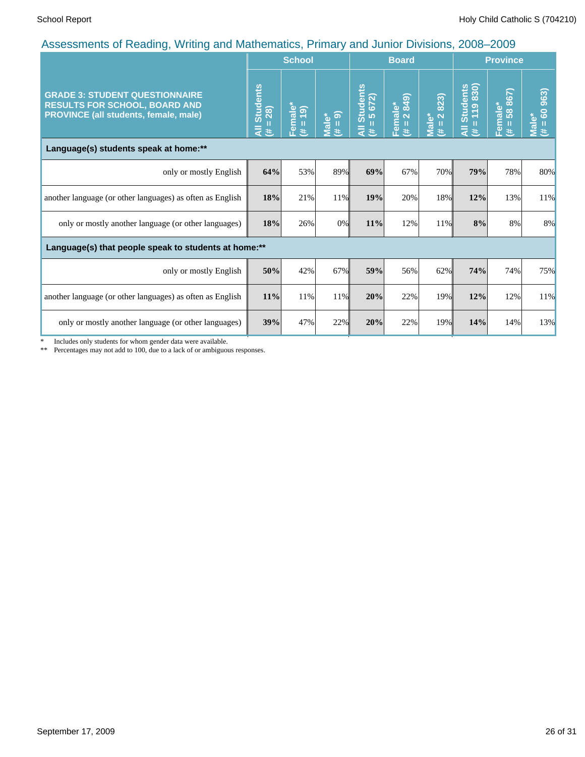## Assessments of Reading, Writing and Mathematics, Primary and Junior Divisions, 2008–2009

| GRADE 3: STUDENT QUESTIONNAIRE RESULTS FOR SCHOOL, BOARD AND PROVINCE (all students, female, male) | School | | | Board | | | Province | | |
|---|---|---|---|---|---|---|---|---|---|
| | All Students (# = 28) | Female* (# = 19) | Male* (# = 9) | All Students (# = 5 672) | Female* (# = 2 849) | Male* (# = 2 823) | All Students (# = 119 830) | Female* (# = 58 867) | Male* (# = 60 963) |
| **Language(s) students speak at home:\*\*** | | | | | | | | | |
| only or mostly English | **64%** | 53% | 89% | **69%** | 67% | 70% | **79%** | 78% | 80% |
| another language (or other languages) as often as English | **18%** | 21% | 11% | **19%** | 20% | 18% | **12%** | 13% | 11% |
| only or mostly another language (or other languages) | **18%** | 26% | 0% | **11%** | 12% | 11% | **8%** | 8% | 8% |
| **Language(s) that people speak to students at home:\*\*** | | | | | | | | | |
| only or mostly English | **50%** | 42% | 67% | **59%** | 56% | 62% | **74%** | 74% | 75% |
| another language (or other languages) as often as English | **11%** | 11% | 11% | **20%** | 22% | 19% | **12%** | 12% | 11% |
| only or mostly another language (or other languages) | **39%** | 47% | 22% | **20%** | 22% | 19% | **14%** | 14% | 13% |

\* Includes only students for whom gender data were available.

\*\* Percentages may not add to 100, due to a lack of or ambiguous responses.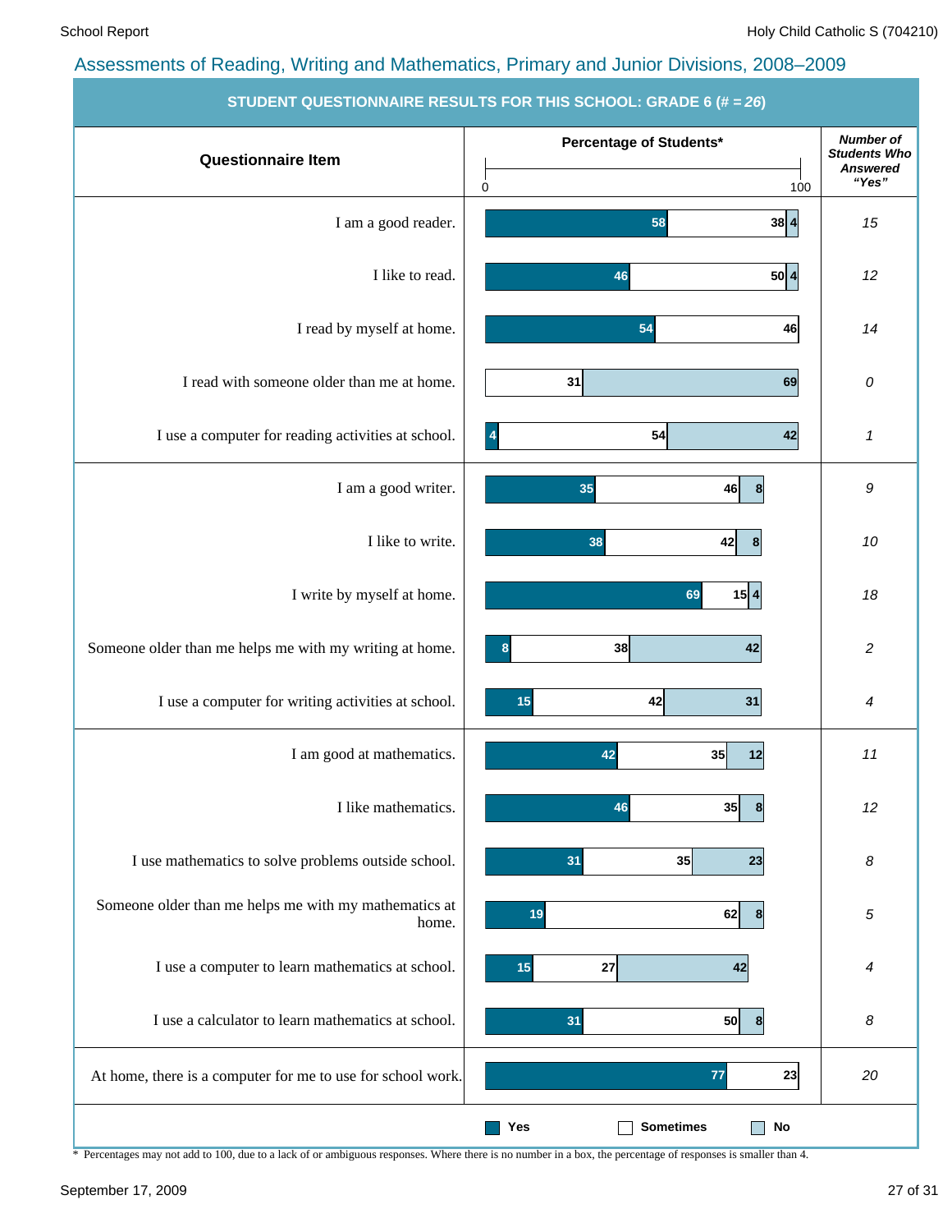## Assessments of Reading, Writing and Mathematics, Primary and Junior Divisions, 2008–2009

**STUDENT QUESTIONNAIRE RESULTS FOR THIS SCHOOL: GRADE 6 (# = *26*)**

| Questionnaire Item | Yes (%) | Sometimes (%) | No (%) | *Number of Students Who Answered "Yes"* |
|---|---|---|---|---|
| I am a good reader. | 58 | 38 | 4 | *15* |
| I like to read. | 46 | 50 | 4 | *12* |
| I read by myself at home. | 54 | 46 | | *14* |
| I read with someone older than me at home. | | 31 | 69 | *0* |
| I use a computer for reading activities at school. | 4 | 54 | 42 | *1* |
| I am a good writer. | 35 | 46 | 8 | *9* |
| I like to write. | 38 | 42 | 8 | *10* |
| I write by myself at home. | 69 | 15 | 4 | *18* |
| Someone older than me helps me with my writing at home. | 8 | 38 | 42 | *2* |
| I use a computer for writing activities at school. | 15 | 42 | 31 | *4* |
| I am good at mathematics. | 42 | 35 | 12 | *11* |
| I like mathematics. | 46 | 35 | 8 | *12* |
| I use mathematics to solve problems outside school. | 31 | 35 | 23 | *8* |
| Someone older than me helps me with my mathematics at home. | 19 | 62 | 8 | *5* |
| I use a computer to learn mathematics at school. | 15 | 27 | 42 | *4* |
| I use a calculator to learn mathematics at school. | 31 | 50 | 8 | *8* |
| At home, there is a computer for me to use for school work. | 77 | 23 | | *20* |

\* Percentages may not add to 100, due to a lack of or ambiguous responses. Where there is no number in a box, the percentage of responses is smaller than 4.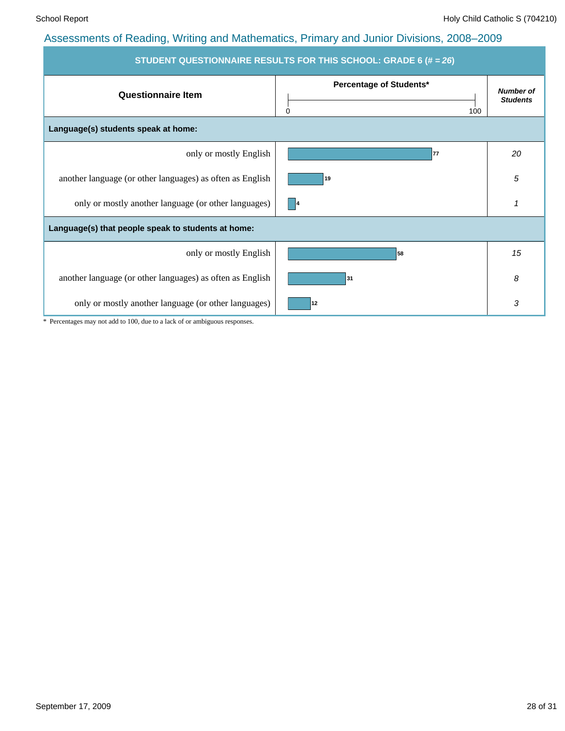## Assessments of Reading, Writing and Mathematics, Primary and Junior Divisions, 2008–2009

**STUDENT QUESTIONNAIRE RESULTS FOR THIS SCHOOL: GRADE 6 (# = *26*)**

| Questionnaire Item | Percentage of Students* | *Number of Students* |
|---|---|---|
| **Language(s) students speak at home:** | | |
| only or mostly English | 77 | *20* |
| another language (or other languages) as often as English | 19 | *5* |
| only or mostly another language (or other languages) | 4 | *1* |
| **Language(s) that people speak to students at home:** | | |
| only or mostly English | 58 | *15* |
| another language (or other languages) as often as English | 31 | *8* |
| only or mostly another language (or other languages) | 12 | *3* |

* Percentages may not add to 100, due to a lack of or ambiguous responses.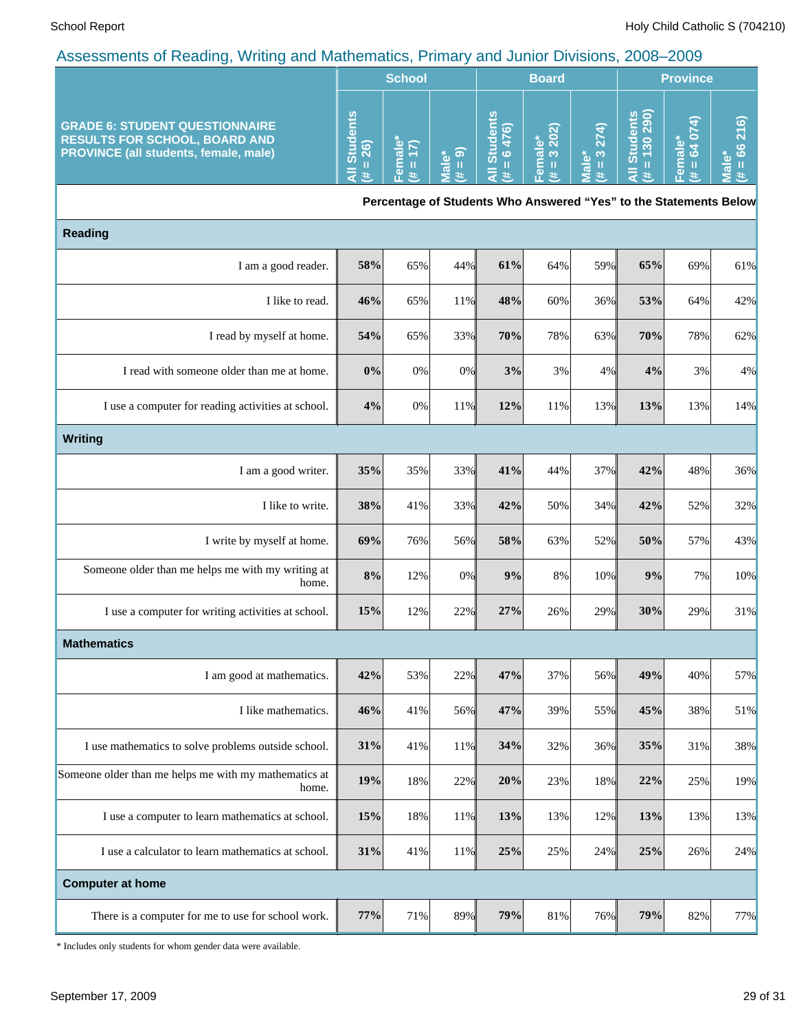## Assessments of Reading, Writing and Mathematics, Primary and Junior Divisions, 2008–2009

| GRADE 6: STUDENT QUESTIONNAIRE RESULTS FOR SCHOOL, BOARD AND PROVINCE (all students, female, male) | School | | | Board | | | Province | | |
|---|---|---|---|---|---|---|---|---|---|
| | All Students (# = 26) | Female* (# = 17) | Male* (# = 9) | All Students (# = 6 476) | Female* (# = 3 202) | Male* (# = 3 274) | All Students (# = 130 290) | Female* (# = 64 074) | Male* (# = 66 216) |
| | **Percentage of Students Who Answered "Yes" to the Statements Below** | | | | | | | | |
| **Reading** | | | | | | | | | |
| I am a good reader. | **58%** | 65% | 44% | **61%** | 64% | 59% | **65%** | 69% | 61% |
| I like to read. | **46%** | 65% | 11% | **48%** | 60% | 36% | **53%** | 64% | 42% |
| I read by myself at home. | **54%** | 65% | 33% | **70%** | 78% | 63% | **70%** | 78% | 62% |
| I read with someone older than me at home. | **0%** | 0% | 0% | **3%** | 3% | 4% | **4%** | 3% | 4% |
| I use a computer for reading activities at school. | **4%** | 0% | 11% | **12%** | 11% | 13% | **13%** | 13% | 14% |
| **Writing** | | | | | | | | | |
| I am a good writer. | **35%** | 35% | 33% | **41%** | 44% | 37% | **42%** | 48% | 36% |
| I like to write. | **38%** | 41% | 33% | **42%** | 50% | 34% | **42%** | 52% | 32% |
| I write by myself at home. | **69%** | 76% | 56% | **58%** | 63% | 52% | **50%** | 57% | 43% |
| Someone older than me helps me with my writing at home. | **8%** | 12% | 0% | **9%** | 8% | 10% | **9%** | 7% | 10% |
| I use a computer for writing activities at school. | **15%** | 12% | 22% | **27%** | 26% | 29% | **30%** | 29% | 31% |
| **Mathematics** | | | | | | | | | |
| I am good at mathematics. | **42%** | 53% | 22% | **47%** | 37% | 56% | **49%** | 40% | 57% |
| I like mathematics. | **46%** | 41% | 56% | **47%** | 39% | 55% | **45%** | 38% | 51% |
| I use mathematics to solve problems outside school. | **31%** | 41% | 11% | **34%** | 32% | 36% | **35%** | 31% | 38% |
| Someone older than me helps me with my mathematics at home. | **19%** | 18% | 22% | **20%** | 23% | 18% | **22%** | 25% | 19% |
| I use a computer to learn mathematics at school. | **15%** | 18% | 11% | **13%** | 13% | 12% | **13%** | 13% | 13% |
| I use a calculator to learn mathematics at school. | **31%** | 41% | 11% | **25%** | 25% | 24% | **25%** | 26% | 24% |
| **Computer at home** | | | | | | | | | |
| There is a computer for me to use for school work. | **77%** | 71% | 89% | **79%** | 81% | 76% | **79%** | 82% | 77% |

* Includes only students for whom gender data were available.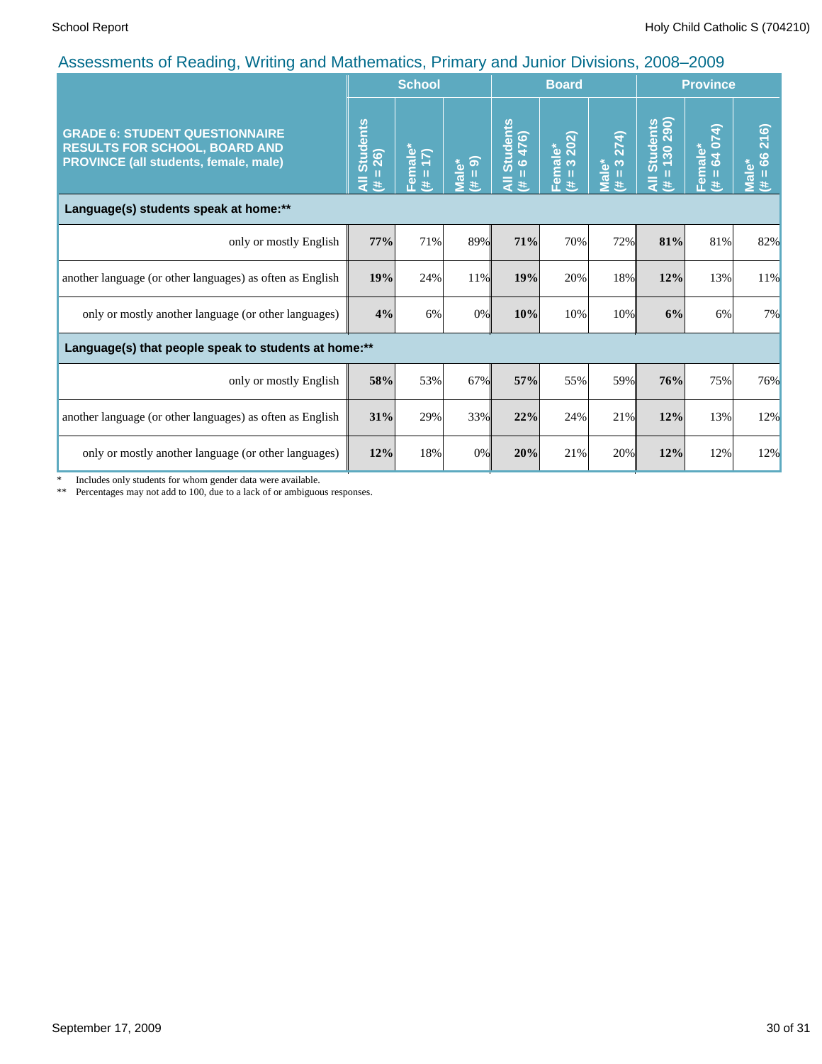## Assessments of Reading, Writing and Mathematics, Primary and Junior Divisions, 2008–2009

| GRADE 6: STUDENT QUESTIONNAIRE RESULTS FOR SCHOOL, BOARD AND PROVINCE (all students, female, male) | School | | | Board | | | Province | | |
|---|---|---|---|---|---|---|---|---|---|
| | All Students (# = 26) | Female* (# = 17) | Male* (# = 9) | All Students (# = 6 476) | Female* (# = 3 202) | Male* (# = 3 274) | All Students (# = 130 290) | Female* (# = 64 074) | Male* (# = 66 216) |
| **Language(s) students speak at home:**** | | | | | | | | | |
| only or mostly English | **77%** | 71% | 89% | **71%** | 70% | 72% | **81%** | 81% | 82% |
| another language (or other languages) as often as English | **19%** | 24% | 11% | **19%** | 20% | 18% | **12%** | 13% | 11% |
| only or mostly another language (or other languages) | **4%** | 6% | 0% | **10%** | 10% | 10% | **6%** | 6% | 7% |
| **Language(s) that people speak to students at home:**** | | | | | | | | | |
| only or mostly English | **58%** | 53% | 67% | **57%** | 55% | 59% | **76%** | 75% | 76% |
| another language (or other languages) as often as English | **31%** | 29% | 33% | **22%** | 24% | 21% | **12%** | 13% | 12% |
| only or mostly another language (or other languages) | **12%** | 18% | 0% | **20%** | 21% | 20% | **12%** | 12% | 12% |

\* Includes only students for whom gender data were available.

** Percentages may not add to 100, due to a lack of or ambiguous responses.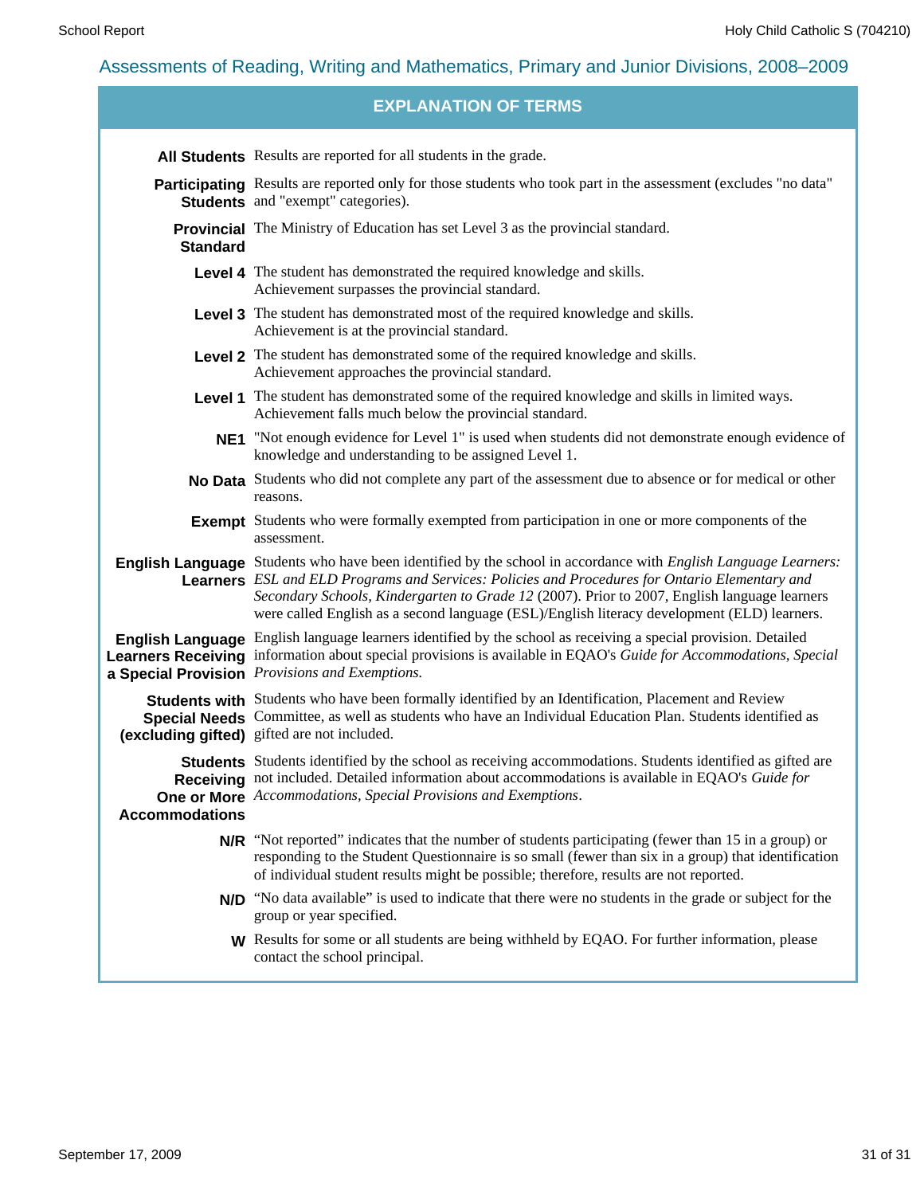## Assessments of Reading, Writing and Mathematics, Primary and Junior Divisions, 2008–2009

### EXPLANATION OF TERMS

**All Students** Results are reported for all students in the grade.

**Participating Students** Results are reported only for those students who took part in the assessment (excludes "no data" and "exempt" categories).

**Provincial Standard** The Ministry of Education has set Level 3 as the provincial standard.

**Level 4** The student has demonstrated the required knowledge and skills. Achievement surpasses the provincial standard.

**Level 3** The student has demonstrated most of the required knowledge and skills. Achievement is at the provincial standard.

**Level 2** The student has demonstrated some of the required knowledge and skills. Achievement approaches the provincial standard.

**Level 1** The student has demonstrated some of the required knowledge and skills in limited ways. Achievement falls much below the provincial standard.

**NE1** "Not enough evidence for Level 1" is used when students did not demonstrate enough evidence of knowledge and understanding to be assigned Level 1.

**No Data** Students who did not complete any part of the assessment due to absence or for medical or other reasons.

**Exempt** Students who were formally exempted from participation in one or more components of the assessment.

**English Language Learners** Students who have been identified by the school in accordance with *English Language Learners: ESL and ELD Programs and Services: Policies and Procedures for Ontario Elementary and Secondary Schools, Kindergarten to Grade 12* (2007). Prior to 2007, English language learners were called English as a second language (ESL)/English literacy development (ELD) learners.

**English Language Learners Receiving a Special Provision** English language learners identified by the school as receiving a special provision. Detailed information about special provisions is available in EQAO's *Guide for Accommodations, Special Provisions and Exemptions.*

**Students with Special Needs (excluding gifted)** Students who have been formally identified by an Identification, Placement and Review Committee, as well as students who have an Individual Education Plan. Students identified as gifted are not included.

**Students Receiving One or More Accommodations** Students identified by the school as receiving accommodations. Students identified as gifted are not included. Detailed information about accommodations is available in EQAO's *Guide for Accommodations, Special Provisions and Exemptions*.

**N/R** “Not reported” indicates that the number of students participating (fewer than 15 in a group) or responding to the Student Questionnaire is so small (fewer than six in a group) that identification of individual student results might be possible; therefore, results are not reported.

**N/D** “No data available” is used to indicate that there were no students in the grade or subject for the group or year specified.

**W** Results for some or all students are being withheld by EQAO. For further information, please contact the school principal.